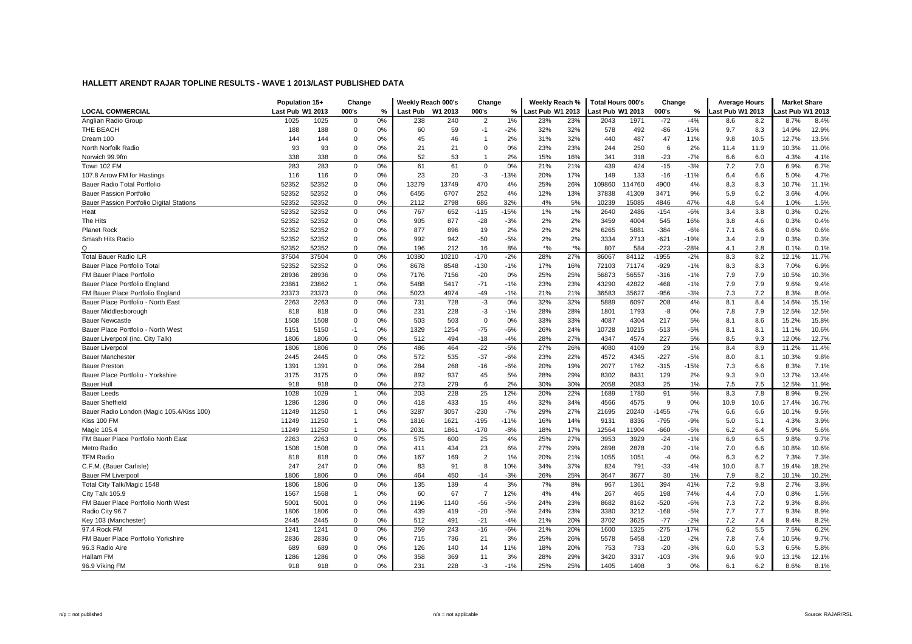## HALLETT ARENDT RAJAR TOPLINE RESULTS - WAVE 1 2013/LAST PUBLISHED DATA

| | Population 15+ | | Change | | Weekly Reach 000's | | Change | | Weekly Reach % | | Total Hours 000's | | Change | | Average Hours | | Market Share | |
|---|---|---|---|---|---|---|---|---|---|---|---|---|---|---|---|---|---|---|
| LOCAL COMMERCIAL | Last Pub | W1 2013 | 000's | % | Last Pub | W1 2013 | 000's | % | Last Pub | W1 2013 | Last Pub | W1 2013 | 000's | % | Last Pub | W1 2013 | Last Pub | W1 2013 |
| Anglian Radio Group | 1025 | 1025 | 0 | 0% | 238 | 240 | 2 | 1% | 23% | 23% | 2043 | 1971 | -72 | -4% | 8.6 | 8.2 | 8.7% | 8.4% |
| THE BEACH | 188 | 188 | 0 | 0% | 60 | 59 | -1 | -2% | 32% | 32% | 578 | 492 | -86 | -15% | 9.7 | 8.3 | 14.9% | 12.9% |
| Dream 100 | 144 | 144 | 0 | 0% | 45 | 46 | 1 | 2% | 31% | 32% | 440 | 487 | 47 | 11% | 9.8 | 10.5 | 12.7% | 13.5% |
| North Norfolk Radio | 93 | 93 | 0 | 0% | 21 | 21 | 0 | 0% | 23% | 23% | 244 | 250 | 6 | 2% | 11.4 | 11.9 | 10.3% | 11.0% |
| Norwich 99.9fm | 338 | 338 | 0 | 0% | 52 | 53 | 1 | 2% | 15% | 16% | 341 | 318 | -23 | -7% | 6.6 | 6.0 | 4.3% | 4.1% |
| Town 102 FM | 283 | 283 | 0 | 0% | 61 | 61 | 0 | 0% | 21% | 21% | 439 | 424 | -15 | -3% | 7.2 | 7.0 | 6.9% | 6.7% |
| 107.8 Arrow FM for Hastings | 116 | 116 | 0 | 0% | 23 | 20 | -3 | -13% | 20% | 17% | 149 | 133 | -16 | -11% | 6.4 | 6.6 | 5.0% | 4.7% |
| Bauer Radio Total Portfolio | 52352 | 52352 | 0 | 0% | 13279 | 13749 | 470 | 4% | 25% | 26% | 109860 | 114760 | 4900 | 4% | 8.3 | 8.3 | 10.7% | 11.1% |
| Bauer Passion Portfolio | 52352 | 52352 | 0 | 0% | 6455 | 6707 | 252 | 4% | 12% | 13% | 37838 | 41309 | 3471 | 9% | 5.9 | 6.2 | 3.6% | 4.0% |
| Bauer Passion Portfolio Digital Stations | 52352 | 52352 | 0 | 0% | 2112 | 2798 | 686 | 32% | 4% | 5% | 10239 | 15085 | 4846 | 47% | 4.8 | 5.4 | 1.0% | 1.5% |
| Heat | 52352 | 52352 | 0 | 0% | 767 | 652 | -115 | -15% | 1% | 1% | 2640 | 2486 | -154 | -6% | 3.4 | 3.8 | 0.3% | 0.2% |
| The Hits | 52352 | 52352 | 0 | 0% | 905 | 877 | -28 | -3% | 2% | 2% | 3459 | 4004 | 545 | 16% | 3.8 | 4.6 | 0.3% | 0.4% |
| Planet Rock | 52352 | 52352 | 0 | 0% | 877 | 896 | 19 | 2% | 2% | 2% | 6265 | 5881 | -384 | -6% | 7.1 | 6.6 | 0.6% | 0.6% |
| Smash Hits Radio | 52352 | 52352 | 0 | 0% | 992 | 942 | -50 | -5% | 2% | 2% | 3334 | 2713 | -621 | -19% | 3.4 | 2.9 | 0.3% | 0.3% |
| Q | 52352 | 52352 | 0 | 0% | 196 | 212 | 16 | 8% | *% | *% | 807 | 584 | -223 | -28% | 4.1 | 2.8 | 0.1% | 0.1% |
| Total Bauer Radio ILR | 37504 | 37504 | 0 | 0% | 10380 | 10210 | -170 | -2% | 28% | 27% | 86067 | 84112 | -1955 | -2% | 8.3 | 8.2 | 12.1% | 11.7% |
| Bauer Place Portfolio Total | 52352 | 52352 | 0 | 0% | 8678 | 8548 | -130 | -1% | 17% | 16% | 72103 | 71174 | -929 | -1% | 8.3 | 8.3 | 7.0% | 6.9% |
| FM Bauer Place Portfolio | 28936 | 28936 | 0 | 0% | 7176 | 7156 | -20 | 0% | 25% | 25% | 56873 | 56557 | -316 | -1% | 7.9 | 7.9 | 10.5% | 10.3% |
| Bauer Place Portfolio England | 23861 | 23862 | 1 | 0% | 5488 | 5417 | -71 | -1% | 23% | 23% | 43290 | 42822 | -468 | -1% | 7.9 | 7.9 | 9.6% | 9.4% |
| FM Bauer Place Portfolio England | 23373 | 23373 | 0 | 0% | 5023 | 4974 | -49 | -1% | 21% | 21% | 36583 | 35627 | -956 | -3% | 7.3 | 7.2 | 8.3% | 8.0% |
| Bauer Place Portfolio - North East | 2263 | 2263 | 0 | 0% | 731 | 728 | -3 | 0% | 32% | 32% | 5889 | 6097 | 208 | 4% | 8.1 | 8.4 | 14.6% | 15.1% |
| Bauer Middlesborough | 818 | 818 | 0 | 0% | 231 | 228 | -3 | -1% | 28% | 28% | 1801 | 1793 | -8 | 0% | 7.8 | 7.9 | 12.5% | 12.5% |
| Bauer Newcastle | 1508 | 1508 | 0 | 0% | 503 | 503 | 0 | 0% | 33% | 33% | 4087 | 4304 | 217 | 5% | 8.1 | 8.6 | 15.2% | 15.8% |
| Bauer Place Portfolio - North West | 5151 | 5150 | -1 | 0% | 1329 | 1254 | -75 | -6% | 26% | 24% | 10728 | 10215 | -513 | -5% | 8.1 | 8.1 | 11.1% | 10.6% |
| Bauer Liverpool (inc. City Talk) | 1806 | 1806 | 0 | 0% | 512 | 494 | -18 | -4% | 28% | 27% | 4347 | 4574 | 227 | 5% | 8.5 | 9.3 | 12.0% | 12.7% |
| Bauer Liverpool | 1806 | 1806 | 0 | 0% | 486 | 464 | -22 | -5% | 27% | 26% | 4080 | 4109 | 29 | 1% | 8.4 | 8.9 | 11.2% | 11.4% |
| Bauer Manchester | 2445 | 2445 | 0 | 0% | 572 | 535 | -37 | -6% | 23% | 22% | 4572 | 4345 | -227 | -5% | 8.0 | 8.1 | 10.3% | 9.8% |
| Bauer Preston | 1391 | 1391 | 0 | 0% | 284 | 268 | -16 | -6% | 20% | 19% | 2077 | 1762 | -315 | -15% | 7.3 | 6.6 | 8.3% | 7.1% |
| Bauer Place Portfolio - Yorkshire | 3175 | 3175 | 0 | 0% | 892 | 937 | 45 | 5% | 28% | 29% | 8302 | 8431 | 129 | 2% | 9.3 | 9.0 | 13.7% | 13.4% |
| Bauer Hull | 918 | 918 | 0 | 0% | 273 | 279 | 6 | 2% | 30% | 30% | 2058 | 2083 | 25 | 1% | 7.5 | 7.5 | 12.5% | 11.9% |
| Bauer Leeds | 1028 | 1029 | 1 | 0% | 203 | 228 | 25 | 12% | 20% | 22% | 1689 | 1780 | 91 | 5% | 8.3 | 7.8 | 8.9% | 9.2% |
| Bauer Sheffield | 1286 | 1286 | 0 | 0% | 418 | 433 | 15 | 4% | 32% | 34% | 4566 | 4575 | 9 | 0% | 10.9 | 10.6 | 17.4% | 16.7% |
| Bauer Radio London (Magic 105.4/Kiss 100) | 11249 | 11250 | 1 | 0% | 3287 | 3057 | -230 | -7% | 29% | 27% | 21695 | 20240 | -1455 | -7% | 6.6 | 6.6 | 10.1% | 9.5% |
| Kiss 100 FM | 11249 | 11250 | 1 | 0% | 1816 | 1621 | -195 | -11% | 16% | 14% | 9131 | 8336 | -795 | -9% | 5.0 | 5.1 | 4.3% | 3.9% |
| Magic 105.4 | 11249 | 11250 | 1 | 0% | 2031 | 1861 | -170 | -8% | 18% | 17% | 12564 | 11904 | -660 | -5% | 6.2 | 6.4 | 5.9% | 5.6% |
| FM Bauer Place Portfolio North East | 2263 | 2263 | 0 | 0% | 575 | 600 | 25 | 4% | 25% | 27% | 3953 | 3929 | -24 | -1% | 6.9 | 6.5 | 9.8% | 9.7% |
| Metro Radio | 1508 | 1508 | 0 | 0% | 411 | 434 | 23 | 6% | 27% | 29% | 2898 | 2878 | -20 | -1% | 7.0 | 6.6 | 10.8% | 10.6% |
| TFM Radio | 818 | 818 | 0 | 0% | 167 | 169 | 2 | 1% | 20% | 21% | 1055 | 1051 | -4 | 0% | 6.3 | 6.2 | 7.3% | 7.3% |
| C.F.M. (Bauer Carlisle) | 247 | 247 | 0 | 0% | 83 | 91 | 8 | 10% | 34% | 37% | 824 | 791 | -33 | -4% | 10.0 | 8.7 | 19.4% | 18.2% |
| Bauer FM Liverpool | 1806 | 1806 | 0 | 0% | 464 | 450 | -14 | -3% | 26% | 25% | 3647 | 3677 | 30 | 1% | 7.9 | 8.2 | 10.1% | 10.2% |
| Total City Talk/Magic 1548 | 1806 | 1806 | 0 | 0% | 135 | 139 | 4 | 3% | 7% | 8% | 967 | 1361 | 394 | 41% | 7.2 | 9.8 | 2.7% | 3.8% |
| City Talk 105.9 | 1567 | 1568 | 1 | 0% | 60 | 67 | 7 | 12% | 4% | 4% | 267 | 465 | 198 | 74% | 4.4 | 7.0 | 0.8% | 1.5% |
| FM Bauer Place Portfolio North West | 5001 | 5001 | 0 | 0% | 1196 | 1140 | -56 | -5% | 24% | 23% | 8682 | 8162 | -520 | -6% | 7.3 | 7.2 | 9.3% | 8.8% |
| Radio City 96.7 | 1806 | 1806 | 0 | 0% | 439 | 419 | -20 | -5% | 24% | 23% | 3380 | 3212 | -168 | -5% | 7.7 | 7.7 | 9.3% | 8.9% |
| Key 103 (Manchester) | 2445 | 2445 | 0 | 0% | 512 | 491 | -21 | -4% | 21% | 20% | 3702 | 3625 | -77 | -2% | 7.2 | 7.4 | 8.4% | 8.2% |
| 97.4 Rock FM | 1241 | 1241 | 0 | 0% | 259 | 243 | -16 | -6% | 21% | 20% | 1600 | 1325 | -275 | -17% | 6.2 | 5.5 | 7.5% | 6.2% |
| FM Bauer Place Portfolio Yorkshire | 2836 | 2836 | 0 | 0% | 715 | 736 | 21 | 3% | 25% | 26% | 5578 | 5458 | -120 | -2% | 7.8 | 7.4 | 10.5% | 9.7% |
| 96.3 Radio Aire | 689 | 689 | 0 | 0% | 126 | 140 | 14 | 11% | 18% | 20% | 753 | 733 | -20 | -3% | 6.0 | 5.3 | 6.5% | 5.8% |
| Hallam FM | 1286 | 1286 | 0 | 0% | 358 | 369 | 11 | 3% | 28% | 29% | 3420 | 3317 | -103 | -3% | 9.6 | 9.0 | 13.1% | 12.1% |
| 96.9 Viking FM | 918 | 918 | 0 | 0% | 231 | 228 | -3 | -1% | 25% | 25% | 1405 | 1408 | 3 | 0% | 6.1 | 6.2 | 8.6% | 8.1% |

n/p = not published  n/a = not applicable  Source: RAJAR/RSL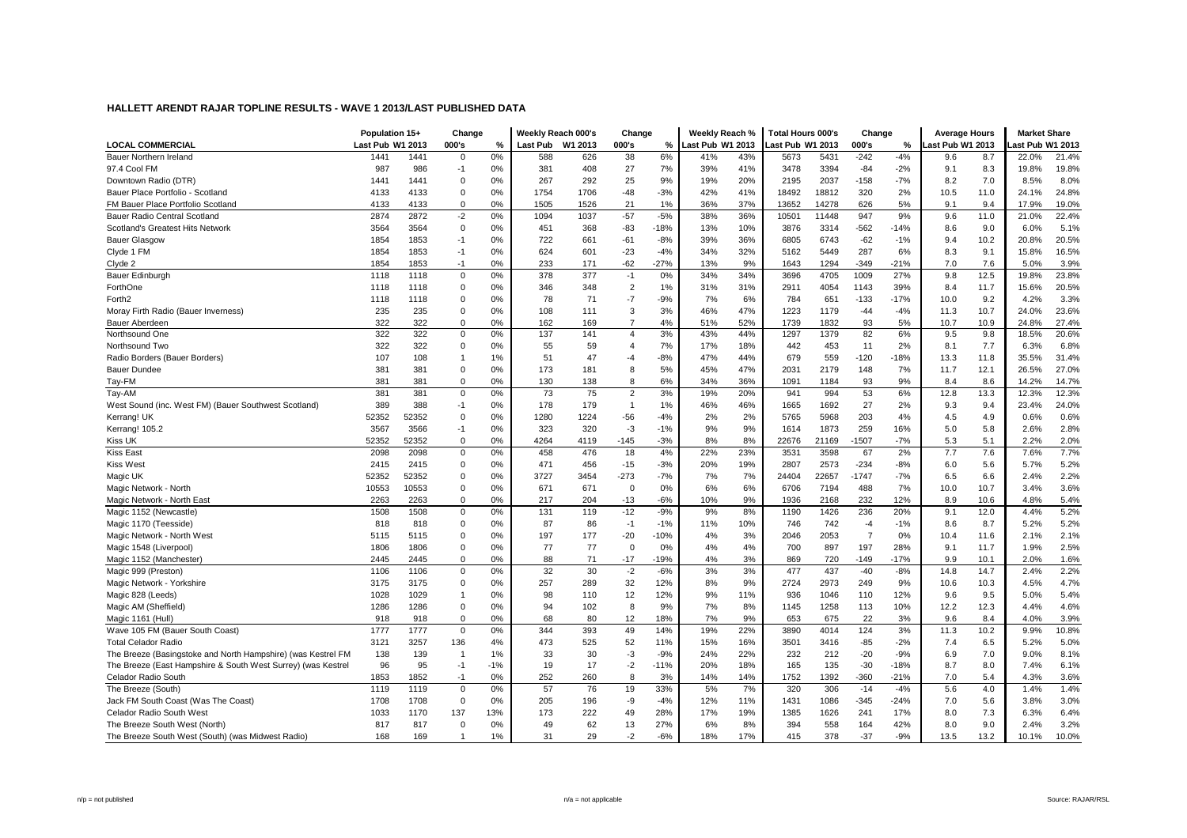## HALLETT ARENDT RAJAR TOPLINE RESULTS - WAVE 1 2013/LAST PUBLISHED DATA

| | Population 15+ | | Change | | Weekly Reach 000's | | Change | | Weekly Reach % | | Total Hours 000's | | Change | | Average Hours | | Market Share | |
|---|---|---|---|---|---|---|---|---|---|---|---|---|---|---|---|---|---|---|
| **LOCAL COMMERCIAL** | Last Pub | W1 2013 | 000's | % | Last Pub | W1 2013 | 000's | % | Last Pub | W1 2013 | Last Pub | W1 2013 | 000's | % | Last Pub | W1 2013 | Last Pub | W1 2013 |
| Bauer Northern Ireland | 1441 | 1441 | 0 | 0% | 588 | 626 | 38 | 6% | 41% | 43% | 5673 | 5431 | -242 | -4% | 9.6 | 8.7 | 22.0% | 21.4% |
| 97.4 Cool FM | 987 | 986 | -1 | 0% | 381 | 408 | 27 | 7% | 39% | 41% | 3478 | 3394 | -84 | -2% | 9.1 | 8.3 | 19.8% | 19.8% |
| Downtown Radio (DTR) | 1441 | 1441 | 0 | 0% | 267 | 292 | 25 | 9% | 19% | 20% | 2195 | 2037 | -158 | -7% | 8.2 | 7.0 | 8.5% | 8.0% |
| Bauer Place Portfolio - Scotland | 4133 | 4133 | 0 | 0% | 1754 | 1706 | -48 | -3% | 42% | 41% | 18492 | 18812 | 320 | 2% | 10.5 | 11.0 | 24.1% | 24.8% |
| FM Bauer Place Portfolio Scotland | 4133 | 4133 | 0 | 0% | 1505 | 1526 | 21 | 1% | 36% | 37% | 13652 | 14278 | 626 | 5% | 9.1 | 9.4 | 17.9% | 19.0% |
| Bauer Radio Central Scotland | 2874 | 2872 | -2 | 0% | 1094 | 1037 | -57 | -5% | 38% | 36% | 10501 | 11448 | 947 | 9% | 9.6 | 11.0 | 21.0% | 22.4% |
| Scotland's Greatest Hits Network | 3564 | 3564 | 0 | 0% | 451 | 368 | -83 | -18% | 13% | 10% | 3876 | 3314 | -562 | -14% | 8.6 | 9.0 | 6.0% | 5.1% |
| Bauer Glasgow | 1854 | 1853 | -1 | 0% | 722 | 661 | -61 | -8% | 39% | 36% | 6805 | 6743 | -62 | -1% | 9.4 | 10.2 | 20.8% | 20.5% |
| Clyde 1 FM | 1854 | 1853 | -1 | 0% | 624 | 601 | -23 | -4% | 34% | 32% | 5162 | 5449 | 287 | 6% | 8.3 | 9.1 | 15.8% | 16.5% |
| Clyde 2 | 1854 | 1853 | -1 | 0% | 233 | 171 | -62 | -27% | 13% | 9% | 1643 | 1294 | -349 | -21% | 7.0 | 7.6 | 5.0% | 3.9% |
| Bauer Edinburgh | 1118 | 1118 | 0 | 0% | 378 | 377 | -1 | 0% | 34% | 34% | 3696 | 4705 | 1009 | 27% | 9.8 | 12.5 | 19.8% | 23.8% |
| ForthOne | 1118 | 1118 | 0 | 0% | 346 | 348 | 2 | 1% | 31% | 31% | 2911 | 4054 | 1143 | 39% | 8.4 | 11.7 | 15.6% | 20.5% |
| Forth2 | 1118 | 1118 | 0 | 0% | 78 | 71 | -7 | -9% | 7% | 6% | 784 | 651 | -133 | -17% | 10.0 | 9.2 | 4.2% | 3.3% |
| Moray Firth Radio (Bauer Inverness) | 235 | 235 | 0 | 0% | 108 | 111 | 3 | 3% | 46% | 47% | 1223 | 1179 | -44 | -4% | 11.3 | 10.7 | 24.0% | 23.6% |
| Bauer Aberdeen | 322 | 322 | 0 | 0% | 162 | 169 | 7 | 4% | 51% | 52% | 1739 | 1832 | 93 | 5% | 10.7 | 10.9 | 24.8% | 27.4% |
| Northsound One | 322 | 322 | 0 | 0% | 137 | 141 | 4 | 3% | 43% | 44% | 1297 | 1379 | 82 | 6% | 9.5 | 9.8 | 18.5% | 20.6% |
| Northsound Two | 322 | 322 | 0 | 0% | 55 | 59 | 4 | 7% | 17% | 18% | 442 | 453 | 11 | 2% | 8.1 | 7.7 | 6.3% | 6.8% |
| Radio Borders (Bauer Borders) | 107 | 108 | 1 | 1% | 51 | 47 | -4 | -8% | 47% | 44% | 679 | 559 | -120 | -18% | 13.3 | 11.8 | 35.5% | 31.4% |
| Bauer Dundee | 381 | 381 | 0 | 0% | 173 | 181 | 8 | 5% | 45% | 47% | 2031 | 2179 | 148 | 7% | 11.7 | 12.1 | 26.5% | 27.0% |
| Tay-FM | 381 | 381 | 0 | 0% | 130 | 138 | 8 | 6% | 34% | 36% | 1091 | 1184 | 93 | 9% | 8.4 | 8.6 | 14.2% | 14.7% |
| Tay-AM | 381 | 381 | 0 | 0% | 73 | 75 | 2 | 3% | 19% | 20% | 941 | 994 | 53 | 6% | 12.8 | 13.3 | 12.3% | 12.3% |
| West Sound (inc. West FM) (Bauer Southwest Scotland) | 389 | 388 | -1 | 0% | 178 | 179 | 1 | 1% | 46% | 46% | 1665 | 1692 | 27 | 2% | 9.3 | 9.4 | 23.4% | 24.0% |
| Kerrang! UK | 52352 | 52352 | 0 | 0% | 1280 | 1224 | -56 | -4% | 2% | 2% | 5765 | 5968 | 203 | 4% | 4.5 | 4.9 | 0.6% | 0.6% |
| Kerrang! 105.2 | 3567 | 3566 | -1 | 0% | 323 | 320 | -3 | -1% | 9% | 9% | 1614 | 1873 | 259 | 16% | 5.0 | 5.8 | 2.6% | 2.8% |
| Kiss UK | 52352 | 52352 | 0 | 0% | 4264 | 4119 | -145 | -3% | 8% | 8% | 22676 | 21169 | -1507 | -7% | 5.3 | 5.1 | 2.2% | 2.0% |
| Kiss East | 2098 | 2098 | 0 | 0% | 458 | 476 | 18 | 4% | 22% | 23% | 3531 | 3598 | 67 | 2% | 7.7 | 7.6 | 7.6% | 7.7% |
| Kiss West | 2415 | 2415 | 0 | 0% | 471 | 456 | -15 | -3% | 20% | 19% | 2807 | 2573 | -234 | -8% | 6.0 | 5.6 | 5.7% | 5.2% |
| Magic UK | 52352 | 52352 | 0 | 0% | 3727 | 3454 | -273 | -7% | 7% | 7% | 24404 | 22657 | -1747 | -7% | 6.5 | 6.6 | 2.4% | 2.2% |
| Magic Network - North | 10553 | 10553 | 0 | 0% | 671 | 671 | 0 | 0% | 6% | 6% | 6706 | 7194 | 488 | 7% | 10.0 | 10.7 | 3.4% | 3.6% |
| Magic Network - North East | 2263 | 2263 | 0 | 0% | 217 | 204 | -13 | -6% | 10% | 9% | 1936 | 2168 | 232 | 12% | 8.9 | 10.6 | 4.8% | 5.4% |
| Magic 1152 (Newcastle) | 1508 | 1508 | 0 | 0% | 131 | 119 | -12 | -9% | 9% | 8% | 1190 | 1426 | 236 | 20% | 9.1 | 12.0 | 4.4% | 5.2% |
| Magic 1170 (Teesside) | 818 | 818 | 0 | 0% | 87 | 86 | -1 | -1% | 11% | 10% | 746 | 742 | -4 | -1% | 8.6 | 8.7 | 5.2% | 5.2% |
| Magic Network - North West | 5115 | 5115 | 0 | 0% | 197 | 177 | -20 | -10% | 4% | 3% | 2046 | 2053 | 7 | 0% | 10.4 | 11.6 | 2.1% | 2.1% |
| Magic 1548 (Liverpool) | 1806 | 1806 | 0 | 0% | 77 | 77 | 0 | 0% | 4% | 4% | 700 | 897 | 197 | 28% | 9.1 | 11.7 | 1.9% | 2.5% |
| Magic 1152 (Manchester) | 2445 | 2445 | 0 | 0% | 88 | 71 | -17 | -19% | 4% | 3% | 869 | 720 | -149 | -17% | 9.9 | 10.1 | 2.0% | 1.6% |
| Magic 999 (Preston) | 1106 | 1106 | 0 | 0% | 32 | 30 | -2 | -6% | 3% | 3% | 477 | 437 | -40 | -8% | 14.8 | 14.7 | 2.4% | 2.2% |
| Magic Network - Yorkshire | 3175 | 3175 | 0 | 0% | 257 | 289 | 32 | 12% | 8% | 9% | 2724 | 2973 | 249 | 9% | 10.6 | 10.3 | 4.5% | 4.7% |
| Magic 828 (Leeds) | 1028 | 1029 | 1 | 0% | 98 | 110 | 12 | 12% | 9% | 11% | 936 | 1046 | 110 | 12% | 9.6 | 9.5 | 5.0% | 5.4% |
| Magic AM (Sheffield) | 1286 | 1286 | 0 | 0% | 94 | 102 | 8 | 9% | 7% | 8% | 1145 | 1258 | 113 | 10% | 12.2 | 12.3 | 4.4% | 4.6% |
| Magic 1161 (Hull) | 918 | 918 | 0 | 0% | 68 | 80 | 12 | 18% | 7% | 9% | 653 | 675 | 22 | 3% | 9.6 | 8.4 | 4.0% | 3.9% |
| Wave 105 FM (Bauer South Coast) | 1777 | 1777 | 0 | 0% | 344 | 393 | 49 | 14% | 19% | 22% | 3890 | 4014 | 124 | 3% | 11.3 | 10.2 | 9.9% | 10.8% |
| Total Celador Radio | 3121 | 3257 | 136 | 4% | 473 | 525 | 52 | 11% | 15% | 16% | 3501 | 3416 | -85 | -2% | 7.4 | 6.5 | 5.2% | 5.0% |
| The Breeze (Basingstoke and North Hampshire) (was Kestrel FM | 138 | 139 | 1 | 1% | 33 | 30 | -3 | -9% | 24% | 22% | 232 | 212 | -20 | -9% | 6.9 | 7.0 | 9.0% | 8.1% |
| The Breeze (East Hampshire & South West Surrey) (was Kestrel | 96 | 95 | -1 | -1% | 19 | 17 | -2 | -11% | 20% | 18% | 165 | 135 | -30 | -18% | 8.7 | 8.0 | 7.4% | 6.1% |
| Celador Radio South | 1853 | 1852 | -1 | 0% | 252 | 260 | 8 | 3% | 14% | 14% | 1752 | 1392 | -360 | -21% | 7.0 | 5.4 | 4.3% | 3.6% |
| The Breeze (South) | 1119 | 1119 | 0 | 0% | 57 | 76 | 19 | 33% | 5% | 7% | 320 | 306 | -14 | -4% | 5.6 | 4.0 | 1.4% | 1.4% |
| Jack FM South Coast (Was The Coast) | 1708 | 1708 | 0 | 0% | 205 | 196 | -9 | -4% | 12% | 11% | 1431 | 1086 | -345 | -24% | 7.0 | 5.6 | 3.8% | 3.0% |
| Celador Radio South West | 1033 | 1170 | 137 | 13% | 173 | 222 | 49 | 28% | 17% | 19% | 1385 | 1626 | 241 | 17% | 8.0 | 7.3 | 6.3% | 6.4% |
| The Breeze South West (North) | 817 | 817 | 0 | 0% | 49 | 62 | 13 | 27% | 6% | 8% | 394 | 558 | 164 | 42% | 8.0 | 9.0 | 2.4% | 3.2% |
| The Breeze South West (South) (was Midwest Radio) | 168 | 169 | 1 | 1% | 31 | 29 | -2 | -6% | 18% | 17% | 415 | 378 | -37 | -9% | 13.5 | 13.2 | 10.1% | 10.0% |

n/p = not published

n/a = not applicable

Source: RAJAR/RSL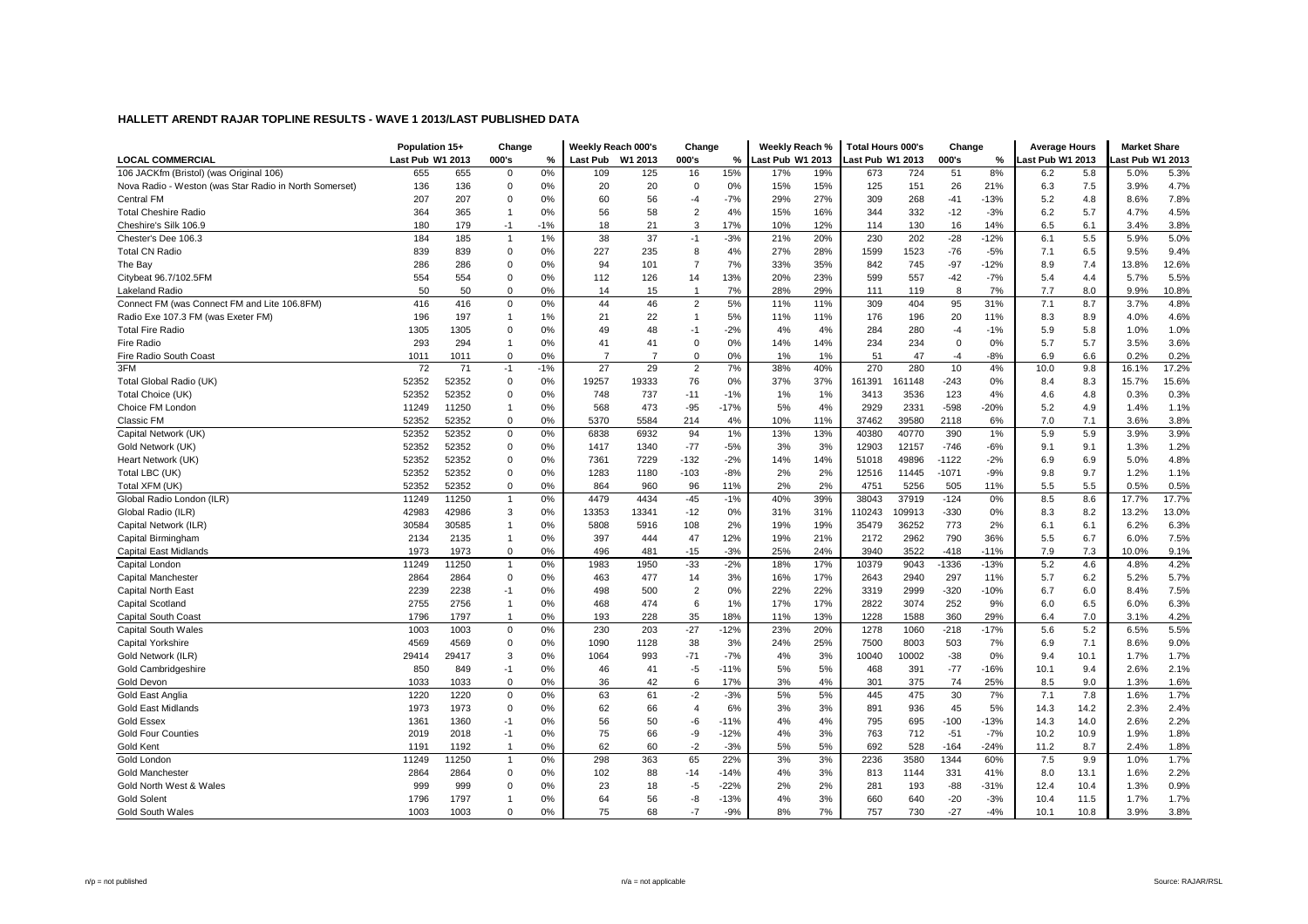# HALLETT ARENDT RAJAR TOPLINE RESULTS - WAVE 1 2013/LAST PUBLISHED DATA

| | Population 15+ | | Change | | Weekly Reach 000's | | Change | | Weekly Reach % | | Total Hours 000's | | Change | | Average Hours | | Market Share | |
|---|---|---|---|---|---|---|---|---|---|---|---|---|---|---|---|---|---|---|
| LOCAL COMMERCIAL | Last Pub | W1 2013 | 000's | % | Last Pub | W1 2013 | 000's | % | Last Pub | W1 2013 | Last Pub | W1 2013 | 000's | % | Last Pub | W1 2013 | Last Pub | W1 2013 |
| 106 JACKfm (Bristol) (was Original 106) | 655 | 655 | 0 | 0% | 109 | 125 | 16 | 15% | 17% | 19% | 673 | 724 | 51 | 8% | 6.2 | 5.8 | 5.0% | 5.3% |
| Nova Radio - Weston (was Star Radio in North Somerset) | 136 | 136 | 0 | 0% | 20 | 20 | 0 | 0% | 15% | 15% | 125 | 151 | 26 | 21% | 6.3 | 7.5 | 3.9% | 4.7% |
| Central FM | 207 | 207 | 0 | 0% | 60 | 56 | -4 | -7% | 29% | 27% | 309 | 268 | -41 | -13% | 5.2 | 4.8 | 8.6% | 7.8% |
| Total Cheshire Radio | 364 | 365 | 1 | 0% | 56 | 58 | 2 | 4% | 15% | 16% | 344 | 332 | -12 | -3% | 6.2 | 5.7 | 4.7% | 4.5% |
| Cheshire's Silk 106.9 | 180 | 179 | -1 | -1% | 18 | 21 | 3 | 17% | 10% | 12% | 114 | 130 | 16 | 14% | 6.5 | 6.1 | 3.4% | 3.8% |
| Chester's Dee 106.3 | 184 | 185 | 1 | 1% | 38 | 37 | -1 | -3% | 21% | 20% | 230 | 202 | -28 | -12% | 6.1 | 5.5 | 5.9% | 5.0% |
| Total CN Radio | 839 | 839 | 0 | 0% | 227 | 235 | 8 | 4% | 27% | 28% | 1599 | 1523 | -76 | -5% | 7.1 | 6.5 | 9.5% | 9.4% |
| The Bay | 286 | 286 | 0 | 0% | 94 | 101 | 7 | 7% | 33% | 35% | 842 | 745 | -97 | -12% | 8.9 | 7.4 | 13.8% | 12.6% |
| Citybeat 96.7/102.5FM | 554 | 554 | 0 | 0% | 112 | 126 | 14 | 13% | 20% | 23% | 599 | 557 | -42 | -7% | 5.4 | 4.4 | 5.7% | 5.5% |
| Lakeland Radio | 50 | 50 | 0 | 0% | 14 | 15 | 1 | 7% | 28% | 29% | 111 | 119 | 8 | 7% | 7.7 | 8.0 | 9.9% | 10.8% |
| Connect FM (was Connect FM and Lite 106.8FM) | 416 | 416 | 0 | 0% | 44 | 46 | 2 | 5% | 11% | 11% | 309 | 404 | 95 | 31% | 7.1 | 8.7 | 3.7% | 4.8% |
| Radio Exe 107.3 FM (was Exeter FM) | 196 | 197 | 1 | 1% | 21 | 22 | 1 | 5% | 11% | 11% | 176 | 196 | 20 | 11% | 8.3 | 8.9 | 4.0% | 4.6% |
| Total Fire Radio | 1305 | 1305 | 0 | 0% | 49 | 48 | -1 | -2% | 4% | 4% | 284 | 280 | -4 | -1% | 5.9 | 5.8 | 1.0% | 1.0% |
| Fire Radio | 293 | 294 | 1 | 0% | 41 | 41 | 0 | 0% | 14% | 14% | 234 | 234 | 0 | 0% | 5.7 | 5.7 | 3.5% | 3.6% |
| Fire Radio South Coast | 1011 | 1011 | 0 | 0% | 7 | 7 | 0 | 0% | 1% | 1% | 51 | 47 | -4 | -8% | 6.9 | 6.6 | 0.2% | 0.2% |
| 3FM | 72 | 71 | -1 | -1% | 27 | 29 | 2 | 7% | 38% | 40% | 270 | 280 | 10 | 4% | 10.0 | 9.8 | 16.1% | 17.2% |
| Total Global Radio (UK) | 52352 | 52352 | 0 | 0% | 19257 | 19333 | 76 | 0% | 37% | 37% | 161391 | 161148 | -243 | 0% | 8.4 | 8.3 | 15.7% | 15.6% |
| Total Choice (UK) | 52352 | 52352 | 0 | 0% | 748 | 737 | -11 | -1% | 1% | 1% | 3413 | 3536 | 123 | 4% | 4.6 | 4.8 | 0.3% | 0.3% |
| Choice FM London | 11249 | 11250 | 1 | 0% | 568 | 473 | -95 | -17% | 5% | 4% | 2929 | 2331 | -598 | -20% | 5.2 | 4.9 | 1.4% | 1.1% |
| Classic FM | 52352 | 52352 | 0 | 0% | 5370 | 5584 | 214 | 4% | 10% | 11% | 37462 | 39580 | 2118 | 6% | 7.0 | 7.1 | 3.6% | 3.8% |
| Capital Network (UK) | 52352 | 52352 | 0 | 0% | 6838 | 6932 | 94 | 1% | 13% | 13% | 40380 | 40770 | 390 | 1% | 5.9 | 5.9 | 3.9% | 3.9% |
| Gold Network (UK) | 52352 | 52352 | 0 | 0% | 1417 | 1340 | -77 | -5% | 3% | 3% | 12903 | 12157 | -746 | -6% | 9.1 | 9.1 | 1.3% | 1.2% |
| Heart Network (UK) | 52352 | 52352 | 0 | 0% | 7361 | 7229 | -132 | -2% | 14% | 14% | 51018 | 49896 | -1122 | -2% | 6.9 | 6.9 | 5.0% | 4.8% |
| Total LBC (UK) | 52352 | 52352 | 0 | 0% | 1283 | 1180 | -103 | -8% | 2% | 2% | 12516 | 11445 | -1071 | -9% | 9.8 | 9.7 | 1.2% | 1.1% |
| Total XFM (UK) | 52352 | 52352 | 0 | 0% | 864 | 960 | 96 | 11% | 2% | 2% | 4751 | 5256 | 505 | 11% | 5.5 | 5.5 | 0.5% | 0.5% |
| Global Radio London (ILR) | 11249 | 11250 | 1 | 0% | 4479 | 4434 | -45 | -1% | 40% | 39% | 38043 | 37919 | -124 | 0% | 8.5 | 8.6 | 17.7% | 17.7% |
| Global Radio (ILR) | 42983 | 42986 | 3 | 0% | 13353 | 13341 | -12 | 0% | 31% | 31% | 110243 | 109913 | -330 | 0% | 8.3 | 8.2 | 13.2% | 13.0% |
| Capital Network (ILR) | 30584 | 30585 | 1 | 0% | 5808 | 5916 | 108 | 2% | 19% | 19% | 35479 | 36252 | 773 | 2% | 6.1 | 6.1 | 6.2% | 6.3% |
| Capital Birmingham | 2134 | 2135 | 1 | 0% | 397 | 444 | 47 | 12% | 19% | 21% | 2172 | 2962 | 790 | 36% | 5.5 | 6.7 | 6.0% | 7.5% |
| Capital East Midlands | 1973 | 1973 | 0 | 0% | 496 | 481 | -15 | -3% | 25% | 24% | 3940 | 3522 | -418 | -11% | 7.9 | 7.3 | 10.0% | 9.1% |
| Capital London | 11249 | 11250 | 1 | 0% | 1983 | 1950 | -33 | -2% | 18% | 17% | 10379 | 9043 | -1336 | -13% | 5.2 | 4.6 | 4.8% | 4.2% |
| Capital Manchester | 2864 | 2864 | 0 | 0% | 463 | 477 | 14 | 3% | 16% | 17% | 2643 | 2940 | 297 | 11% | 5.7 | 6.2 | 5.2% | 5.7% |
| Capital North East | 2239 | 2238 | -1 | 0% | 498 | 500 | 2 | 0% | 22% | 22% | 3319 | 2999 | -320 | -10% | 6.7 | 6.0 | 8.4% | 7.5% |
| Capital Scotland | 2755 | 2756 | 1 | 0% | 468 | 474 | 6 | 1% | 17% | 17% | 2822 | 3074 | 252 | 9% | 6.0 | 6.5 | 6.0% | 6.3% |
| Capital South Coast | 1796 | 1797 | 1 | 0% | 193 | 228 | 35 | 18% | 11% | 13% | 1228 | 1588 | 360 | 29% | 6.4 | 7.0 | 3.1% | 4.2% |
| Capital South Wales | 1003 | 1003 | 0 | 0% | 230 | 203 | -27 | -12% | 23% | 20% | 1278 | 1060 | -218 | -17% | 5.6 | 5.2 | 6.5% | 5.5% |
| Capital Yorkshire | 4569 | 4569 | 0 | 0% | 1090 | 1128 | 38 | 3% | 24% | 25% | 7500 | 8003 | 503 | 7% | 6.9 | 7.1 | 8.6% | 9.0% |
| Gold Network (ILR) | 29414 | 29417 | 3 | 0% | 1064 | 993 | -71 | -7% | 4% | 3% | 10040 | 10002 | -38 | 0% | 9.4 | 10.1 | 1.7% | 1.7% |
| Gold Cambridgeshire | 850 | 849 | -1 | 0% | 46 | 41 | -5 | -11% | 5% | 5% | 468 | 391 | -77 | -16% | 10.1 | 9.4 | 2.6% | 2.1% |
| Gold Devon | 1033 | 1033 | 0 | 0% | 36 | 42 | 6 | 17% | 3% | 4% | 301 | 375 | 74 | 25% | 8.5 | 9.0 | 1.3% | 1.6% |
| Gold East Anglia | 1220 | 1220 | 0 | 0% | 63 | 61 | -2 | -3% | 5% | 5% | 445 | 475 | 30 | 7% | 7.1 | 7.8 | 1.6% | 1.7% |
| Gold East Midlands | 1973 | 1973 | 0 | 0% | 62 | 66 | 4 | 6% | 3% | 3% | 891 | 936 | 45 | 5% | 14.3 | 14.2 | 2.3% | 2.4% |
| Gold Essex | 1361 | 1360 | -1 | 0% | 56 | 50 | -6 | -11% | 4% | 4% | 795 | 695 | -100 | -13% | 14.3 | 14.0 | 2.6% | 2.2% |
| Gold Four Counties | 2019 | 2018 | -1 | 0% | 75 | 66 | -9 | -12% | 4% | 3% | 763 | 712 | -51 | -7% | 10.2 | 10.9 | 1.9% | 1.8% |
| Gold Kent | 1191 | 1192 | 1 | 0% | 62 | 60 | -2 | -3% | 5% | 5% | 692 | 528 | -164 | -24% | 11.2 | 8.7 | 2.4% | 1.8% |
| Gold London | 11249 | 11250 | 1 | 0% | 298 | 363 | 65 | 22% | 3% | 3% | 2236 | 3580 | 1344 | 60% | 7.5 | 9.9 | 1.0% | 1.7% |
| Gold Manchester | 2864 | 2864 | 0 | 0% | 102 | 88 | -14 | -14% | 4% | 3% | 813 | 1144 | 331 | 41% | 8.0 | 13.1 | 1.6% | 2.2% |
| Gold North West & Wales | 999 | 999 | 0 | 0% | 23 | 18 | -5 | -22% | 2% | 2% | 281 | 193 | -88 | -31% | 12.4 | 10.4 | 1.3% | 0.9% |
| Gold Solent | 1796 | 1797 | 1 | 0% | 64 | 56 | -8 | -13% | 4% | 3% | 660 | 640 | -20 | -3% | 10.4 | 11.5 | 1.7% | 1.7% |
| Gold South Wales | 1003 | 1003 | 0 | 0% | 75 | 68 | -7 | -9% | 8% | 7% | 757 | 730 | -27 | -4% | 10.1 | 10.8 | 3.9% | 3.8% |

n/p = not published

n/a = not applicable

Source: RAJAR/RSL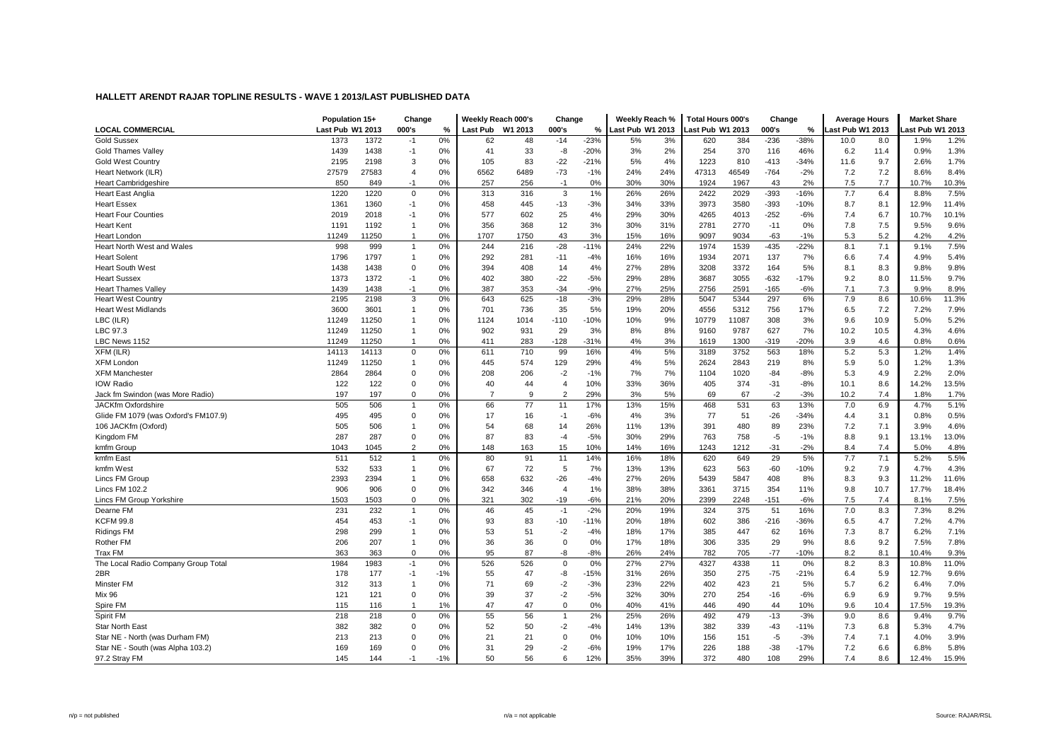# HALLETT ARENDT RAJAR TOPLINE RESULTS - WAVE 1 2013/LAST PUBLISHED DATA

| | Population 15+ | | Change | | Weekly Reach 000's | | Change | | Weekly Reach % | | Total Hours 000's | | Change | | Average Hours | | Market Share | |
|---|---|---|---|---|---|---|---|---|---|---|---|---|---|---|---|---|---|---|
| **LOCAL COMMERCIAL** | Last Pub | W1 2013 | 000's | % | Last Pub | W1 2013 | 000's | % | Last Pub | W1 2013 | Last Pub | W1 2013 | 000's | % | Last Pub | W1 2013 | Last Pub | W1 2013 |
| Gold Sussex | 1373 | 1372 | -1 | 0% | 62 | 48 | -14 | -23% | 5% | 3% | 620 | 384 | -236 | -38% | 10.0 | 8.0 | 1.9% | 1.2% |
| Gold Thames Valley | 1439 | 1438 | -1 | 0% | 41 | 33 | -8 | -20% | 3% | 2% | 254 | 370 | 116 | 46% | 6.2 | 11.4 | 0.9% | 1.3% |
| Gold West Country | 2195 | 2198 | 3 | 0% | 105 | 83 | -22 | -21% | 5% | 4% | 1223 | 810 | -413 | -34% | 11.6 | 9.7 | 2.6% | 1.7% |
| Heart Network (ILR) | 27579 | 27583 | 4 | 0% | 6562 | 6489 | -73 | -1% | 24% | 24% | 47313 | 46549 | -764 | -2% | 7.2 | 7.2 | 8.6% | 8.4% |
| Heart Cambridgeshire | 850 | 849 | -1 | 0% | 257 | 256 | -1 | 0% | 30% | 30% | 1924 | 1967 | 43 | 2% | 7.5 | 7.7 | 10.7% | 10.3% |
| Heart East Anglia | 1220 | 1220 | 0 | 0% | 313 | 316 | 3 | 1% | 26% | 26% | 2422 | 2029 | -393 | -16% | 7.7 | 6.4 | 8.8% | 7.5% |
| Heart Essex | 1361 | 1360 | -1 | 0% | 458 | 445 | -13 | -3% | 34% | 33% | 3973 | 3580 | -393 | -10% | 8.7 | 8.1 | 12.9% | 11.4% |
| Heart Four Counties | 2019 | 2018 | -1 | 0% | 577 | 602 | 25 | 4% | 29% | 30% | 4265 | 4013 | -252 | -6% | 7.4 | 6.7 | 10.7% | 10.1% |
| Heart Kent | 1191 | 1192 | 1 | 0% | 356 | 368 | 12 | 3% | 30% | 31% | 2781 | 2770 | -11 | 0% | 7.8 | 7.5 | 9.5% | 9.6% |
| Heart London | 11249 | 11250 | 1 | 0% | 1707 | 1750 | 43 | 3% | 15% | 16% | 9097 | 9034 | -63 | -1% | 5.3 | 5.2 | 4.2% | 4.2% |
| Heart North West and Wales | 998 | 999 | 1 | 0% | 244 | 216 | -28 | -11% | 24% | 22% | 1974 | 1539 | -435 | -22% | 8.1 | 7.1 | 9.1% | 7.5% |
| Heart Solent | 1796 | 1797 | 1 | 0% | 292 | 281 | -11 | -4% | 16% | 16% | 1934 | 2071 | 137 | 7% | 6.6 | 7.4 | 4.9% | 5.4% |
| Heart South West | 1438 | 1438 | 0 | 0% | 394 | 408 | 14 | 4% | 27% | 28% | 3208 | 3372 | 164 | 5% | 8.1 | 8.3 | 9.8% | 9.8% |
| Heart Sussex | 1373 | 1372 | -1 | 0% | 402 | 380 | -22 | -5% | 29% | 28% | 3687 | 3055 | -632 | -17% | 9.2 | 8.0 | 11.5% | 9.7% |
| Heart Thames Valley | 1439 | 1438 | -1 | 0% | 387 | 353 | -34 | -9% | 27% | 25% | 2756 | 2591 | -165 | -6% | 7.1 | 7.3 | 9.9% | 8.9% |
| Heart West Country | 2195 | 2198 | 3 | 0% | 643 | 625 | -18 | -3% | 29% | 28% | 5047 | 5344 | 297 | 6% | 7.9 | 8.6 | 10.6% | 11.3% |
| Heart West Midlands | 3600 | 3601 | 1 | 0% | 701 | 736 | 35 | 5% | 19% | 20% | 4556 | 5312 | 756 | 17% | 6.5 | 7.2 | 7.2% | 7.9% |
| LBC (ILR) | 11249 | 11250 | 1 | 0% | 1124 | 1014 | -110 | -10% | 10% | 9% | 10779 | 11087 | 308 | 3% | 9.6 | 10.9 | 5.0% | 5.2% |
| LBC 97.3 | 11249 | 11250 | 1 | 0% | 902 | 931 | 29 | 3% | 8% | 8% | 9160 | 9787 | 627 | 7% | 10.2 | 10.5 | 4.3% | 4.6% |
| LBC News 1152 | 11249 | 11250 | 1 | 0% | 411 | 283 | -128 | -31% | 4% | 3% | 1619 | 1300 | -319 | -20% | 3.9 | 4.6 | 0.8% | 0.6% |
| XFM (ILR) | 14113 | 14113 | 0 | 0% | 611 | 710 | 99 | 16% | 4% | 5% | 3189 | 3752 | 563 | 18% | 5.2 | 5.3 | 1.2% | 1.4% |
| XFM London | 11249 | 11250 | 1 | 0% | 445 | 574 | 129 | 29% | 4% | 5% | 2624 | 2843 | 219 | 8% | 5.9 | 5.0 | 1.2% | 1.3% |
| XFM Manchester | 2864 | 2864 | 0 | 0% | 208 | 206 | -2 | -1% | 7% | 7% | 1104 | 1020 | -84 | -8% | 5.3 | 4.9 | 2.2% | 2.0% |
| IOW Radio | 122 | 122 | 0 | 0% | 40 | 44 | 4 | 10% | 33% | 36% | 405 | 374 | -31 | -8% | 10.1 | 8.6 | 14.2% | 13.5% |
| Jack fm Swindon (was More Radio) | 197 | 197 | 0 | 0% | 7 | 9 | 2 | 29% | 3% | 5% | 69 | 67 | -2 | -3% | 10.2 | 7.4 | 1.8% | 1.7% |
| JACKfm Oxfordshire | 505 | 506 | 1 | 0% | 66 | 77 | 11 | 17% | 13% | 15% | 468 | 531 | 63 | 13% | 7.0 | 6.9 | 4.7% | 5.1% |
| Glide FM 1079 (was Oxford's FM107.9) | 495 | 495 | 0 | 0% | 17 | 16 | -1 | -6% | 4% | 3% | 77 | 51 | -26 | -34% | 4.4 | 3.1 | 0.8% | 0.5% |
| 106 JACKfm (Oxford) | 505 | 506 | 1 | 0% | 54 | 68 | 14 | 26% | 11% | 13% | 391 | 480 | 89 | 23% | 7.2 | 7.1 | 3.9% | 4.6% |
| Kingdom FM | 287 | 287 | 0 | 0% | 87 | 83 | -4 | -5% | 30% | 29% | 763 | 758 | -5 | -1% | 8.8 | 9.1 | 13.1% | 13.0% |
| kmfm Group | 1043 | 1045 | 2 | 0% | 148 | 163 | 15 | 10% | 14% | 16% | 1243 | 1212 | -31 | -2% | 8.4 | 7.4 | 5.0% | 4.8% |
| kmfm East | 511 | 512 | 1 | 0% | 80 | 91 | 11 | 14% | 16% | 18% | 620 | 649 | 29 | 5% | 7.7 | 7.1 | 5.2% | 5.5% |
| kmfm West | 532 | 533 | 1 | 0% | 67 | 72 | 5 | 7% | 13% | 13% | 623 | 563 | -60 | -10% | 9.2 | 7.9 | 4.7% | 4.3% |
| Lincs FM Group | 2393 | 2394 | 1 | 0% | 658 | 632 | -26 | -4% | 27% | 26% | 5439 | 5847 | 408 | 8% | 8.3 | 9.3 | 11.2% | 11.6% |
| Lincs FM 102.2 | 906 | 906 | 0 | 0% | 342 | 346 | 4 | 1% | 38% | 38% | 3361 | 3715 | 354 | 11% | 9.8 | 10.7 | 17.7% | 18.4% |
| Lincs FM Group Yorkshire | 1503 | 1503 | 0 | 0% | 321 | 302 | -19 | -6% | 21% | 20% | 2399 | 2248 | -151 | -6% | 7.5 | 7.4 | 8.1% | 7.5% |
| Dearne FM | 231 | 232 | 1 | 0% | 46 | 45 | -1 | -2% | 20% | 19% | 324 | 375 | 51 | 16% | 7.0 | 8.3 | 7.3% | 8.2% |
| KCFM 99.8 | 454 | 453 | -1 | 0% | 93 | 83 | -10 | -11% | 20% | 18% | 602 | 386 | -216 | -36% | 6.5 | 4.7 | 7.2% | 4.7% |
| Ridings FM | 298 | 299 | 1 | 0% | 53 | 51 | -2 | -4% | 18% | 17% | 385 | 447 | 62 | 16% | 7.3 | 8.7 | 6.2% | 7.1% |
| Rother FM | 206 | 207 | 1 | 0% | 36 | 36 | 0 | 0% | 17% | 18% | 306 | 335 | 29 | 9% | 8.6 | 9.2 | 7.5% | 7.8% |
| Trax FM | 363 | 363 | 0 | 0% | 95 | 87 | -8 | -8% | 26% | 24% | 782 | 705 | -77 | -10% | 8.2 | 8.1 | 10.4% | 9.3% |
| The Local Radio Company Group Total | 1984 | 1983 | -1 | 0% | 526 | 526 | 0 | 0% | 27% | 27% | 4327 | 4338 | 11 | 0% | 8.2 | 8.3 | 10.8% | 11.0% |
| 2BR | 178 | 177 | -1 | -1% | 55 | 47 | -8 | -15% | 31% | 26% | 350 | 275 | -75 | -21% | 6.4 | 5.9 | 12.7% | 9.6% |
| Minster FM | 312 | 313 | 1 | 0% | 71 | 69 | -2 | -3% | 23% | 22% | 402 | 423 | 21 | 5% | 5.7 | 6.2 | 6.4% | 7.0% |
| Mix 96 | 121 | 121 | 0 | 0% | 39 | 37 | -2 | -5% | 32% | 30% | 270 | 254 | -16 | -6% | 6.9 | 6.9 | 9.7% | 9.5% |
| Spire FM | 115 | 116 | 1 | 1% | 47 | 47 | 0 | 0% | 40% | 41% | 446 | 490 | 44 | 10% | 9.6 | 10.4 | 17.5% | 19.3% |
| Spirit FM | 218 | 218 | 0 | 0% | 55 | 56 | 1 | 2% | 25% | 26% | 492 | 479 | -13 | -3% | 9.0 | 8.6 | 9.4% | 9.7% |
| Star North East | 382 | 382 | 0 | 0% | 52 | 50 | -2 | -4% | 14% | 13% | 382 | 339 | -43 | -11% | 7.3 | 6.8 | 5.3% | 4.7% |
| Star NE - North (was Durham FM) | 213 | 213 | 0 | 0% | 21 | 21 | 0 | 0% | 10% | 10% | 156 | 151 | -5 | -3% | 7.4 | 7.1 | 4.0% | 3.9% |
| Star NE - South (was Alpha 103.2) | 169 | 169 | 0 | 0% | 31 | 29 | -2 | -6% | 19% | 17% | 226 | 188 | -38 | -17% | 7.2 | 6.6 | 6.8% | 5.8% |
| 97.2 Stray FM | 145 | 144 | -1 | -1% | 50 | 56 | 6 | 12% | 35% | 39% | 372 | 480 | 108 | 29% | 7.4 | 8.6 | 12.4% | 15.9% |

n/p = not published

n/a = not applicable

Source: RAJAR/RSL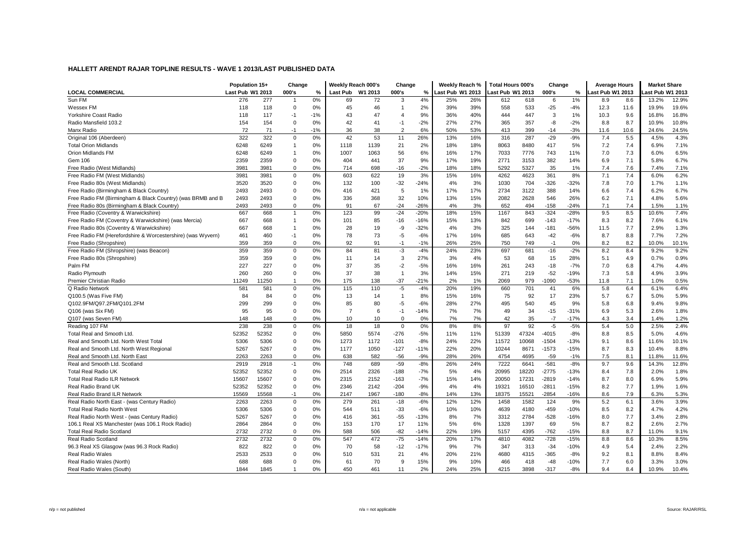# HALLETT ARENDT RAJAR TOPLINE RESULTS - WAVE 1 2013/LAST PUBLISHED DATA

| | Population 15+ | | Change | | Weekly Reach 000's | | Change | | Weekly Reach % | | Total Hours 000's | | Change | | Average Hours | | Market Share | |
|---|---|---|---|---|---|---|---|---|---|---|---|---|---|---|---|---|---|---|
| LOCAL COMMERCIAL | Last Pub | W1 2013 | 000's | % | Last Pub | W1 2013 | 000's | % | Last Pub | W1 2013 | Last Pub | W1 2013 | 000's | % | Last Pub | W1 2013 | Last Pub | W1 2013 |
| Sun FM | 276 | 277 | 1 | 0% | 69 | 72 | 3 | 4% | 25% | 26% | 612 | 618 | 6 | 1% | 8.9 | 8.6 | 13.2% | 12.9% |
| Wessex FM | 118 | 118 | 0 | 0% | 45 | 46 | 1 | 2% | 39% | 39% | 558 | 533 | -25 | -4% | 12.3 | 11.6 | 19.9% | 19.6% |
| Yorkshire Coast Radio | 118 | 117 | -1 | -1% | 43 | 47 | 4 | 9% | 36% | 40% | 444 | 447 | 3 | 1% | 10.3 | 9.6 | 16.8% | 16.8% |
| Radio Mansfield 103.2 | 154 | 154 | 0 | 0% | 42 | 41 | -1 | -2% | 27% | 27% | 365 | 357 | -8 | -2% | 8.8 | 8.7 | 10.9% | 10.8% |
| Manx Radio | 72 | 71 | -1 | -1% | 36 | 38 | 2 | 6% | 50% | 53% | 413 | 399 | -14 | -3% | 11.6 | 10.6 | 24.6% | 24.5% |
| Original 106 (Aberdeen) | 322 | 322 | 0 | 0% | 42 | 53 | 11 | 26% | 13% | 16% | 316 | 287 | -29 | -9% | 7.4 | 5.5 | 4.5% | 4.3% |
| Total Orion Midlands | 6248 | 6249 | 1 | 0% | 1118 | 1139 | 21 | 2% | 18% | 18% | 8063 | 8480 | 417 | 5% | 7.2 | 7.4 | 6.9% | 7.1% |
| Orion Midlands FM | 6248 | 6249 | 1 | 0% | 1007 | 1063 | 56 | 6% | 16% | 17% | 7033 | 7776 | 743 | 11% | 7.0 | 7.3 | 6.0% | 6.5% |
| Gem 106 | 2359 | 2359 | 0 | 0% | 404 | 441 | 37 | 9% | 17% | 19% | 2771 | 3153 | 382 | 14% | 6.9 | 7.1 | 5.8% | 6.7% |
| Free Radio (West Midlands) | 3981 | 3981 | 0 | 0% | 714 | 698 | -16 | -2% | 18% | 18% | 5292 | 5327 | 35 | 1% | 7.4 | 7.6 | 7.4% | 7.1% |
| Free Radio FM (West Midlands) | 3981 | 3981 | 0 | 0% | 603 | 622 | 19 | 3% | 15% | 16% | 4262 | 4623 | 361 | 8% | 7.1 | 7.4 | 6.0% | 6.2% |
| Free Radio 80s (West Midlands) | 3520 | 3520 | 0 | 0% | 132 | 100 | -32 | -24% | 4% | 3% | 1030 | 704 | -326 | -32% | 7.8 | 7.0 | 1.7% | 1.1% |
| Free Radio (Birmingham & Black Country) | 2493 | 2493 | 0 | 0% | 416 | 421 | 5 | 1% | 17% | 17% | 2734 | 3122 | 388 | 14% | 6.6 | 7.4 | 6.2% | 6.7% |
| Free Radio FM (Birmingham & Black Country) (was BRMB and B | 2493 | 2493 | 0 | 0% | 336 | 368 | 32 | 10% | 13% | 15% | 2082 | 2628 | 546 | 26% | 6.2 | 7.1 | 4.8% | 5.6% |
| Free Radio 80s (Birmingham & Black Country) | 2493 | 2493 | 0 | 0% | 91 | 67 | -24 | -26% | 4% | 3% | 652 | 494 | -158 | -24% | 7.1 | 7.4 | 1.5% | 1.1% |
| Free Radio (Coventry & Warwickshire) | 667 | 668 | 1 | 0% | 123 | 99 | -24 | -20% | 18% | 15% | 1167 | 843 | -324 | -28% | 9.5 | 8.5 | 10.6% | 7.4% |
| Free Radio FM (Coventry & Warwickshire) (was Mercia) | 667 | 668 | 1 | 0% | 101 | 85 | -16 | -16% | 15% | 13% | 842 | 699 | -143 | -17% | 8.3 | 8.2 | 7.6% | 6.1% |
| Free Radio 80s (Coventry & Warwickshire) | 667 | 668 | 1 | 0% | 28 | 19 | -9 | -32% | 4% | 3% | 325 | 144 | -181 | -56% | 11.5 | 7.7 | 2.9% | 1.3% |
| Free Radio FM (Herefordshire & Worcestershire) (was Wyvern) | 461 | 460 | -1 | 0% | 78 | 73 | -5 | -6% | 17% | 16% | 685 | 643 | -42 | -6% | 8.7 | 8.8 | 7.7% | 7.2% |
| Free Radio (Shropshire) | 359 | 359 | 0 | 0% | 92 | 91 | -1 | -1% | 26% | 25% | 750 | 749 | -1 | 0% | 8.2 | 8.2 | 10.0% | 10.1% |
| Free Radio FM (Shropshire) (was Beacon) | 359 | 359 | 0 | 0% | 84 | 81 | -3 | -4% | 24% | 23% | 697 | 681 | -16 | -2% | 8.2 | 8.4 | 9.2% | 9.2% |
| Free Radio 80s (Shropshire) | 359 | 359 | 0 | 0% | 11 | 14 | 3 | 27% | 3% | 4% | 53 | 68 | 15 | 28% | 5.1 | 4.9 | 0.7% | 0.9% |
| Palm FM | 227 | 227 | 0 | 0% | 37 | 35 | -2 | -5% | 16% | 16% | 261 | 243 | -18 | -7% | 7.0 | 6.8 | 4.7% | 4.4% |
| Radio Plymouth | 260 | 260 | 0 | 0% | 37 | 38 | 1 | 3% | 14% | 15% | 271 | 219 | -52 | -19% | 7.3 | 5.8 | 4.9% | 3.9% |
| Premier Christian Radio | 11249 | 11250 | 1 | 0% | 175 | 138 | -37 | -21% | 2% | 1% | 2069 | 979 | -1090 | -53% | 11.8 | 7.1 | 1.0% | 0.5% |
| Q Radio Network | 581 | 581 | 0 | 0% | 115 | 110 | -5 | -4% | 20% | 19% | 660 | 701 | 41 | 6% | 5.8 | 6.4 | 6.1% | 6.4% |
| Q100.5 (Was Five FM) | 84 | 84 | 0 | 0% | 13 | 14 | 1 | 8% | 15% | 16% | 75 | 92 | 17 | 23% | 5.7 | 6.7 | 5.0% | 5.9% |
| Q102.9FM/Q97.2FM/Q101.2FM | 299 | 299 | 0 | 0% | 85 | 80 | -5 | -6% | 28% | 27% | 495 | 540 | 45 | 9% | 5.8 | 6.8 | 9.4% | 9.8% |
| Q106 (was Six FM) | 95 | 95 | 0 | 0% | 7 | 6 | -1 | -14% | 7% | 7% | 49 | 34 | -15 | -31% | 6.9 | 5.3 | 2.6% | 1.8% |
| Q107 (was Seven FM) | 148 | 148 | 0 | 0% | 10 | 10 | 0 | 0% | 7% | 7% | 42 | 35 | -7 | -17% | 4.3 | 3.4 | 1.4% | 1.2% |
| Reading 107 FM | 238 | 238 | 0 | 0% | 18 | 18 | 0 | 0% | 8% | 8% | 97 | 92 | -5 | -5% | 5.4 | 5.0 | 2.5% | 2.4% |
| Total Real and Smooth Ltd. | 52352 | 52352 | 0 | 0% | 5850 | 5574 | -276 | -5% | 11% | 11% | 51339 | 47324 | -4015 | -8% | 8.8 | 8.5 | 5.0% | 4.6% |
| Real and Smooth Ltd. North West Total | 5306 | 5306 | 0 | 0% | 1273 | 1172 | -101 | -8% | 24% | 22% | 11572 | 10068 | -1504 | -13% | 9.1 | 8.6 | 11.6% | 10.1% |
| Real and Smooth Ltd. North West Regional | 5267 | 5267 | 0 | 0% | 1177 | 1050 | -127 | -11% | 22% | 20% | 10244 | 8671 | -1573 | -15% | 8.7 | 8.3 | 10.4% | 8.8% |
| Real and Smooth Ltd. North East | 2263 | 2263 | 0 | 0% | 638 | 582 | -56 | -9% | 28% | 26% | 4754 | 4695 | -59 | -1% | 7.5 | 8.1 | 11.8% | 11.6% |
| Real and Smooth Ltd. Scotland | 2919 | 2918 | -1 | 0% | 748 | 689 | -59 | -8% | 26% | 24% | 7222 | 6641 | -581 | -8% | 9.7 | 9.6 | 14.3% | 12.8% |
| Total Real Radio UK | 52352 | 52352 | 0 | 0% | 2514 | 2326 | -188 | -7% | 5% | 4% | 20995 | 18220 | -2775 | -13% | 8.4 | 7.8 | 2.0% | 1.8% |
| Total Real Radio ILR Network | 15607 | 15607 | 0 | 0% | 2315 | 2152 | -163 | -7% | 15% | 14% | 20050 | 17231 | -2819 | -14% | 8.7 | 8.0 | 6.9% | 5.9% |
| Real Radio Brand UK | 52352 | 52352 | 0 | 0% | 2346 | 2142 | -204 | -9% | 4% | 4% | 19321 | 16510 | -2811 | -15% | 8.2 | 7.7 | 1.9% | 1.6% |
| Real Radio Brand ILR Network | 15569 | 15568 | -1 | 0% | 2147 | 1967 | -180 | -8% | 14% | 13% | 18375 | 15521 | -2854 | -16% | 8.6 | 7.9 | 6.3% | 5.3% |
| Real Radio North East - (was Century Radio) | 2263 | 2263 | 0 | 0% | 279 | 261 | -18 | -6% | 12% | 12% | 1458 | 1582 | 124 | 9% | 5.2 | 6.1 | 3.6% | 3.9% |
| Total Real Radio North West | 5306 | 5306 | 0 | 0% | 544 | 511 | -33 | -6% | 10% | 10% | 4639 | 4180 | -459 | -10% | 8.5 | 8.2 | 4.7% | 4.2% |
| Real Radio North West - (was Century Radio) | 5267 | 5267 | 0 | 0% | 416 | 361 | -55 | -13% | 8% | 7% | 3312 | 2784 | -528 | -16% | 8.0 | 7.7 | 3.4% | 2.8% |
| 106.1 Real XS Manchester (was 106.1 Rock Radio) | 2864 | 2864 | 0 | 0% | 153 | 170 | 17 | 11% | 5% | 6% | 1328 | 1397 | 69 | 5% | 8.7 | 8.2 | 2.6% | 2.7% |
| Total Real Radio Scotland | 2732 | 2732 | 0 | 0% | 588 | 506 | -82 | -14% | 22% | 19% | 5157 | 4395 | -762 | -15% | 8.8 | 8.7 | 11.0% | 9.1% |
| Real Radio Scotland | 2732 | 2732 | 0 | 0% | 547 | 472 | -75 | -14% | 20% | 17% | 4810 | 4082 | -728 | -15% | 8.8 | 8.6 | 10.3% | 8.5% |
| 96.3 Real XS Glasgow (was 96.3 Rock Radio) | 822 | 822 | 0 | 0% | 70 | 58 | -12 | -17% | 9% | 7% | 347 | 313 | -34 | -10% | 4.9 | 5.4 | 2.4% | 2.2% |
| Real Radio Wales | 2533 | 2533 | 0 | 0% | 510 | 531 | 21 | 4% | 20% | 21% | 4680 | 4315 | -365 | -8% | 9.2 | 8.1 | 8.8% | 8.4% |
| Real Radio Wales (North) | 688 | 688 | 0 | 0% | 61 | 70 | 9 | 15% | 9% | 10% | 466 | 418 | -48 | -10% | 7.7 | 6.0 | 3.3% | 3.0% |
| Real Radio Wales (South) | 1844 | 1845 | 1 | 0% | 450 | 461 | 11 | 2% | 24% | 25% | 4215 | 3898 | -317 | -8% | 9.4 | 8.4 | 10.9% | 10.4% |

n/p = not published

n/a = not applicable

Source: RAJAR/RSL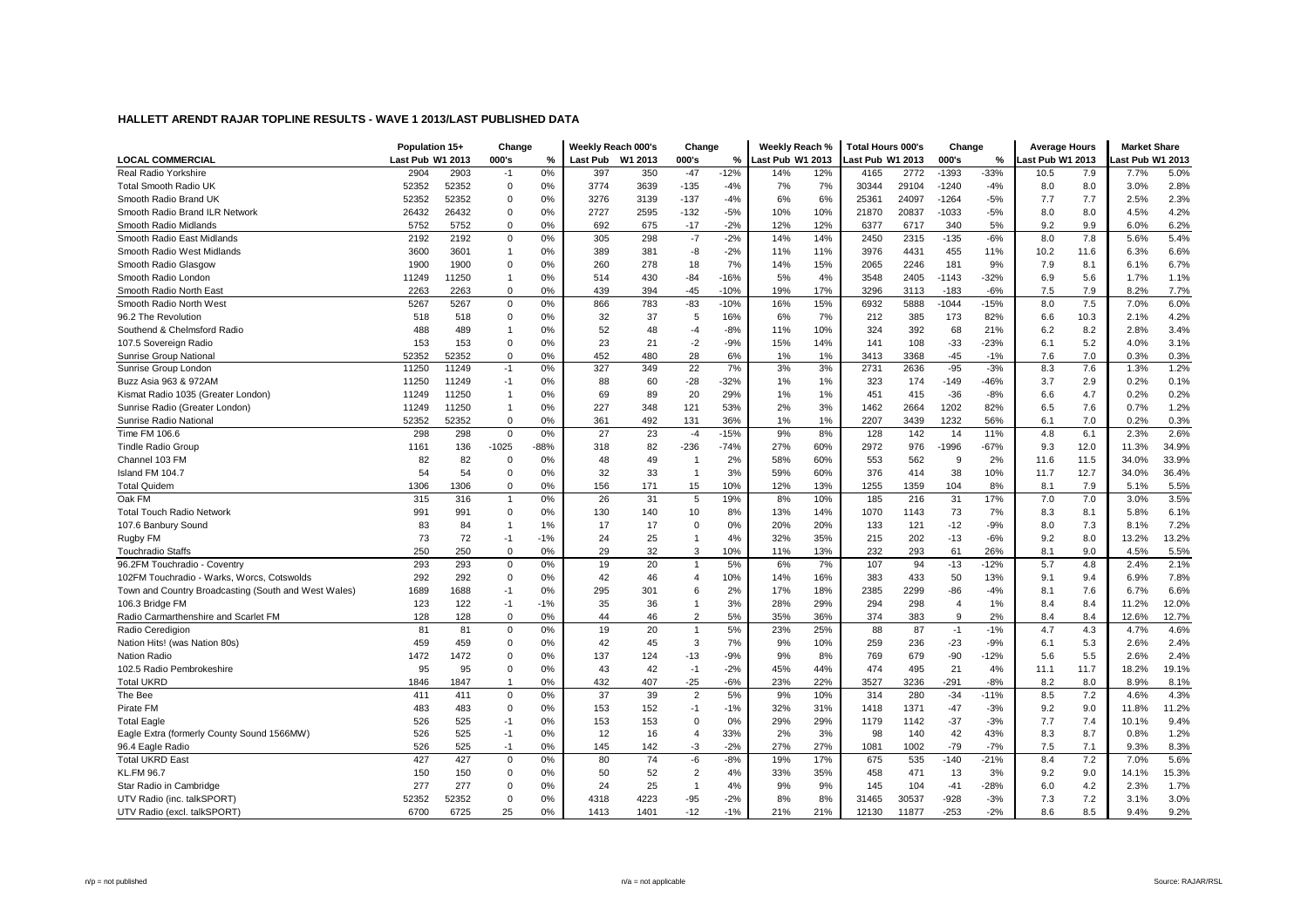# HALLETT ARENDT RAJAR TOPLINE RESULTS - WAVE 1 2013/LAST PUBLISHED DATA

| | Population 15+ | | Change | | Weekly Reach 000's | | Change | | Weekly Reach % | | Total Hours 000's | | Change | | Average Hours | | Market Share | |
|---|---|---|---|---|---|---|---|---|---|---|---|---|---|---|---|---|---|---|
| LOCAL COMMERCIAL | Last Pub | W1 2013 | 000's | % | Last Pub | W1 2013 | 000's | % | Last Pub | W1 2013 | Last Pub | W1 2013 | 000's | % | Last Pub | W1 2013 | Last Pub | W1 2013 |
| Real Radio Yorkshire | 2904 | 2903 | -1 | 0% | 397 | 350 | -47 | -12% | 14% | 12% | 4165 | 2772 | -1393 | -33% | 10.5 | 7.9 | 7.7% | 5.0% |
| Total Smooth Radio UK | 52352 | 52352 | 0 | 0% | 3774 | 3639 | -135 | -4% | 7% | 7% | 30344 | 29104 | -1240 | -4% | 8.0 | 8.0 | 3.0% | 2.8% |
| Smooth Radio Brand UK | 52352 | 52352 | 0 | 0% | 3276 | 3139 | -137 | -4% | 6% | 6% | 25361 | 24097 | -1264 | -5% | 7.7 | 7.7 | 2.5% | 2.3% |
| Smooth Radio Brand ILR Network | 26432 | 26432 | 0 | 0% | 2727 | 2595 | -132 | -5% | 10% | 10% | 21870 | 20837 | -1033 | -5% | 8.0 | 8.0 | 4.5% | 4.2% |
| Smooth Radio Midlands | 5752 | 5752 | 0 | 0% | 692 | 675 | -17 | -2% | 12% | 12% | 6377 | 6717 | 340 | 5% | 9.2 | 9.9 | 6.0% | 6.2% |
| Smooth Radio East Midlands | 2192 | 2192 | 0 | 0% | 305 | 298 | -7 | -2% | 14% | 14% | 2450 | 2315 | -135 | -6% | 8.0 | 7.8 | 5.6% | 5.4% |
| Smooth Radio West Midlands | 3600 | 3601 | 1 | 0% | 389 | 381 | -8 | -2% | 11% | 11% | 3976 | 4431 | 455 | 11% | 10.2 | 11.6 | 6.3% | 6.6% |
| Smooth Radio Glasgow | 1900 | 1900 | 0 | 0% | 260 | 278 | 18 | 7% | 14% | 15% | 2065 | 2246 | 181 | 9% | 7.9 | 8.1 | 6.1% | 6.7% |
| Smooth Radio London | 11249 | 11250 | 1 | 0% | 514 | 430 | -84 | -16% | 5% | 4% | 3548 | 2405 | -1143 | -32% | 6.9 | 5.6 | 1.7% | 1.1% |
| Smooth Radio North East | 2263 | 2263 | 0 | 0% | 439 | 394 | -45 | -10% | 19% | 17% | 3296 | 3113 | -183 | -6% | 7.5 | 7.9 | 8.2% | 7.7% |
| Smooth Radio North West | 5267 | 5267 | 0 | 0% | 866 | 783 | -83 | -10% | 16% | 15% | 6932 | 5888 | -1044 | -15% | 8.0 | 7.5 | 7.0% | 6.0% |
| 96.2 The Revolution | 518 | 518 | 0 | 0% | 32 | 37 | 5 | 16% | 6% | 7% | 212 | 385 | 173 | 82% | 6.6 | 10.3 | 2.1% | 4.2% |
| Southend & Chelmsford Radio | 488 | 489 | 1 | 0% | 52 | 48 | -4 | -8% | 11% | 10% | 324 | 392 | 68 | 21% | 6.2 | 8.2 | 2.8% | 3.4% |
| 107.5 Sovereign Radio | 153 | 153 | 0 | 0% | 23 | 21 | -2 | -9% | 15% | 14% | 141 | 108 | -33 | -23% | 6.1 | 5.2 | 4.0% | 3.1% |
| Sunrise Group National | 52352 | 52352 | 0 | 0% | 452 | 480 | 28 | 6% | 1% | 1% | 3413 | 3368 | -45 | -1% | 7.6 | 7.0 | 0.3% | 0.3% |
| Sunrise Group London | 11250 | 11249 | -1 | 0% | 327 | 349 | 22 | 7% | 3% | 3% | 2731 | 2636 | -95 | -3% | 8.3 | 7.6 | 1.3% | 1.2% |
| Buzz Asia 963 & 972AM | 11250 | 11249 | -1 | 0% | 88 | 60 | -28 | -32% | 1% | 1% | 323 | 174 | -149 | -46% | 3.7 | 2.9 | 0.2% | 0.1% |
| Kismat Radio 1035 (Greater London) | 11249 | 11250 | 1 | 0% | 69 | 89 | 20 | 29% | 1% | 1% | 451 | 415 | -36 | -8% | 6.6 | 4.7 | 0.2% | 0.2% |
| Sunrise Radio (Greater London) | 11249 | 11250 | 1 | 0% | 227 | 348 | 121 | 53% | 2% | 3% | 1462 | 2664 | 1202 | 82% | 6.5 | 7.6 | 0.7% | 1.2% |
| Sunrise Radio National | 52352 | 52352 | 0 | 0% | 361 | 492 | 131 | 36% | 1% | 1% | 2207 | 3439 | 1232 | 56% | 6.1 | 7.0 | 0.2% | 0.3% |
| Time FM 106.6 | 298 | 298 | 0 | 0% | 27 | 23 | -4 | -15% | 9% | 8% | 128 | 142 | 14 | 11% | 4.8 | 6.1 | 2.3% | 2.6% |
| Tindle Radio Group | 1161 | 136 | -1025 | -88% | 318 | 82 | -236 | -74% | 27% | 60% | 2972 | 976 | -1996 | -67% | 9.3 | 12.0 | 11.3% | 34.9% |
| Channel 103 FM | 82 | 82 | 0 | 0% | 48 | 49 | 1 | 2% | 58% | 60% | 553 | 562 | 9 | 2% | 11.6 | 11.5 | 34.0% | 33.9% |
| Island FM 104.7 | 54 | 54 | 0 | 0% | 32 | 33 | 1 | 3% | 59% | 60% | 376 | 414 | 38 | 10% | 11.7 | 12.7 | 34.0% | 36.4% |
| Total Quidem | 1306 | 1306 | 0 | 0% | 156 | 171 | 15 | 10% | 12% | 13% | 1255 | 1359 | 104 | 8% | 8.1 | 7.9 | 5.1% | 5.5% |
| Oak FM | 315 | 316 | 1 | 0% | 26 | 31 | 5 | 19% | 8% | 10% | 185 | 216 | 31 | 17% | 7.0 | 7.0 | 3.0% | 3.5% |
| Total Touch Radio Network | 991 | 991 | 0 | 0% | 130 | 140 | 10 | 8% | 13% | 14% | 1070 | 1143 | 73 | 7% | 8.3 | 8.1 | 5.8% | 6.1% |
| 107.6 Banbury Sound | 83 | 84 | 1 | 1% | 17 | 17 | 0 | 0% | 20% | 20% | 133 | 121 | -12 | -9% | 8.0 | 7.3 | 8.1% | 7.2% |
| Rugby FM | 73 | 72 | -1 | -1% | 24 | 25 | 1 | 4% | 32% | 35% | 215 | 202 | -13 | -6% | 9.2 | 8.0 | 13.2% | 13.2% |
| Touchradio Staffs | 250 | 250 | 0 | 0% | 29 | 32 | 3 | 10% | 11% | 13% | 232 | 293 | 61 | 26% | 8.1 | 9.0 | 4.5% | 5.5% |
| 96.2FM Touchradio - Coventry | 293 | 293 | 0 | 0% | 19 | 20 | 1 | 5% | 6% | 7% | 107 | 94 | -13 | -12% | 5.7 | 4.8 | 2.4% | 2.1% |
| 102FM Touchradio - Warks, Worcs, Cotswolds | 292 | 292 | 0 | 0% | 42 | 46 | 4 | 10% | 14% | 16% | 383 | 433 | 50 | 13% | 9.1 | 9.4 | 6.9% | 7.8% |
| Town and Country Broadcasting (South and West Wales) | 1689 | 1688 | -1 | 0% | 295 | 301 | 6 | 2% | 17% | 18% | 2385 | 2299 | -86 | -4% | 8.1 | 7.6 | 6.7% | 6.6% |
| 106.3 Bridge FM | 123 | 122 | -1 | -1% | 35 | 36 | 1 | 3% | 28% | 29% | 294 | 298 | 4 | 1% | 8.4 | 8.4 | 11.2% | 12.0% |
| Radio Carmarthenshire and Scarlet FM | 128 | 128 | 0 | 0% | 44 | 46 | 2 | 5% | 35% | 36% | 374 | 383 | 9 | 2% | 8.4 | 8.4 | 12.6% | 12.7% |
| Radio Ceredigion | 81 | 81 | 0 | 0% | 19 | 20 | 1 | 5% | 23% | 25% | 88 | 87 | -1 | -1% | 4.7 | 4.3 | 4.7% | 4.6% |
| Nation Hits! (was Nation 80s) | 459 | 459 | 0 | 0% | 42 | 45 | 3 | 7% | 9% | 10% | 259 | 236 | -23 | -9% | 6.1 | 5.3 | 2.6% | 2.4% |
| Nation Radio | 1472 | 1472 | 0 | 0% | 137 | 124 | -13 | -9% | 9% | 8% | 769 | 679 | -90 | -12% | 5.6 | 5.5 | 2.6% | 2.4% |
| 102.5 Radio Pembrokeshire | 95 | 95 | 0 | 0% | 43 | 42 | -1 | -2% | 45% | 44% | 474 | 495 | 21 | 4% | 11.1 | 11.7 | 18.2% | 19.1% |
| Total UKRD | 1846 | 1847 | 1 | 0% | 432 | 407 | -25 | -6% | 23% | 22% | 3527 | 3236 | -291 | -8% | 8.2 | 8.0 | 8.9% | 8.1% |
| The Bee | 411 | 411 | 0 | 0% | 37 | 39 | 2 | 5% | 9% | 10% | 314 | 280 | -34 | -11% | 8.5 | 7.2 | 4.6% | 4.3% |
| Pirate FM | 483 | 483 | 0 | 0% | 153 | 152 | -1 | -1% | 32% | 31% | 1418 | 1371 | -47 | -3% | 9.2 | 9.0 | 11.8% | 11.2% |
| Total Eagle | 526 | 525 | -1 | 0% | 153 | 153 | 0 | 0% | 29% | 29% | 1179 | 1142 | -37 | -3% | 7.7 | 7.4 | 10.1% | 9.4% |
| Eagle Extra (formerly County Sound 1566MW) | 526 | 525 | -1 | 0% | 12 | 16 | 4 | 33% | 2% | 3% | 98 | 140 | 42 | 43% | 8.3 | 8.7 | 0.8% | 1.2% |
| 96.4 Eagle Radio | 526 | 525 | -1 | 0% | 145 | 142 | -3 | -2% | 27% | 27% | 1081 | 1002 | -79 | -7% | 7.5 | 7.1 | 9.3% | 8.3% |
| Total UKRD East | 427 | 427 | 0 | 0% | 80 | 74 | -6 | -8% | 19% | 17% | 675 | 535 | -140 | -21% | 8.4 | 7.2 | 7.0% | 5.6% |
| KL.FM 96.7 | 150 | 150 | 0 | 0% | 50 | 52 | 2 | 4% | 33% | 35% | 458 | 471 | 13 | 3% | 9.2 | 9.0 | 14.1% | 15.3% |
| Star Radio in Cambridge | 277 | 277 | 0 | 0% | 24 | 25 | 1 | 4% | 9% | 9% | 145 | 104 | -41 | -28% | 6.0 | 4.2 | 2.3% | 1.7% |
| UTV Radio (inc. talkSPORT) | 52352 | 52352 | 0 | 0% | 4318 | 4223 | -95 | -2% | 8% | 8% | 31465 | 30537 | -928 | -3% | 7.3 | 7.2 | 3.1% | 3.0% |
| UTV Radio (excl. talkSPORT) | 6700 | 6725 | 25 | 0% | 1413 | 1401 | -12 | -1% | 21% | 21% | 12130 | 11877 | -253 | -2% | 8.6 | 8.5 | 9.4% | 9.2% |

n/p = not published

n/a = not applicable

Source: RAJAR/RSL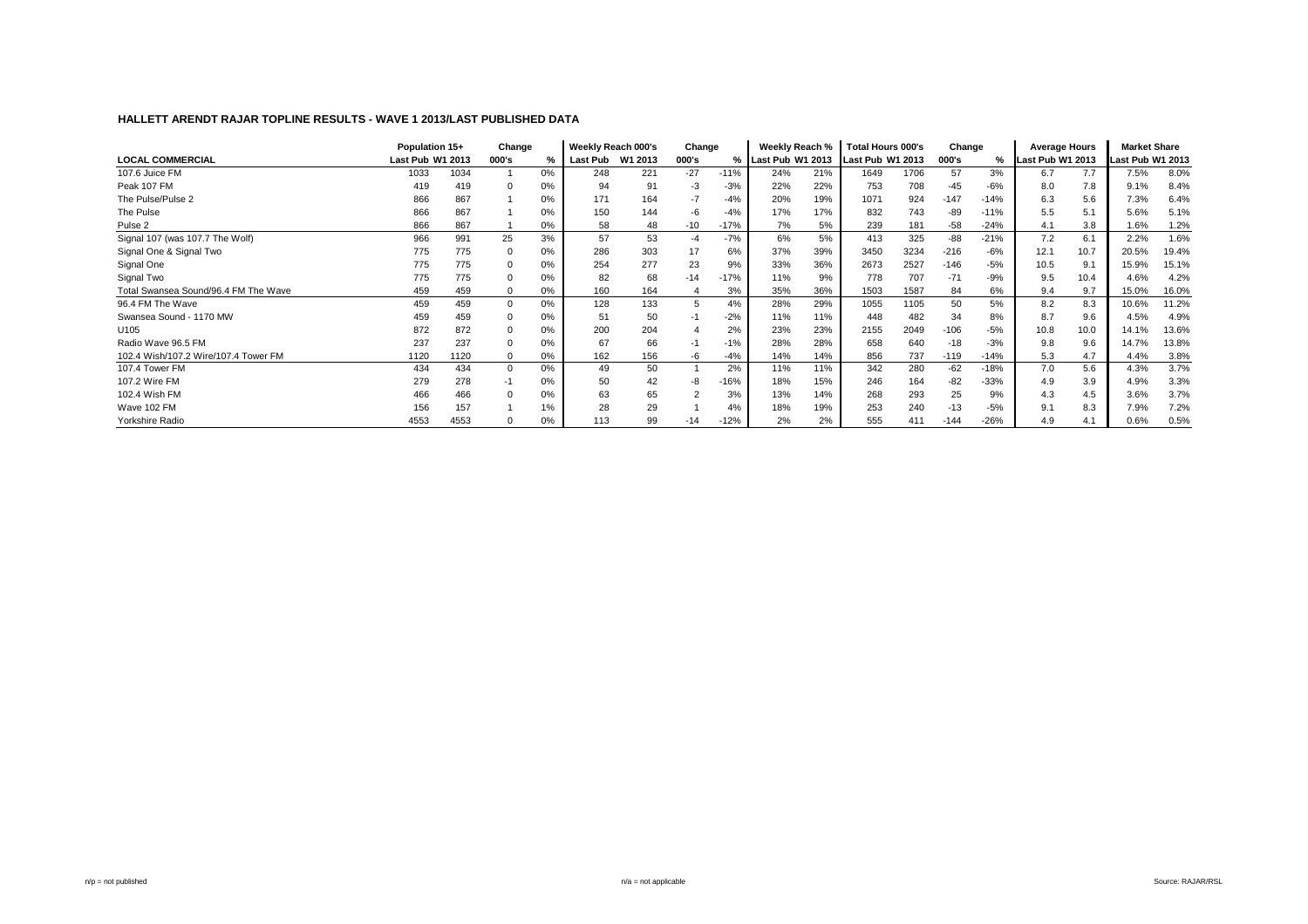## HALLETT ARENDT RAJAR TOPLINE RESULTS - WAVE 1 2013/LAST PUBLISHED DATA

| | Population 15+ | | Change | | Weekly Reach 000's | | Change | | Weekly Reach % | | Total Hours 000's | | Change | | Average Hours | | Market Share | |
|---|---|---|---|---|---|---|---|---|---|---|---|---|---|---|---|---|---|---|
| LOCAL COMMERCIAL | Last Pub | W1 2013 | 000's | % | Last Pub | W1 2013 | 000's | % | Last Pub | W1 2013 | Last Pub | W1 2013 | 000's | % | Last Pub | W1 2013 | Last Pub | W1 2013 |
| 107.6 Juice FM | 1033 | 1034 | 1 | 0% | 248 | 221 | -27 | -11% | 24% | 21% | 1649 | 1706 | 57 | 3% | 6.7 | 7.7 | 7.5% | 8.0% |
| Peak 107 FM | 419 | 419 | 0 | 0% | 94 | 91 | -3 | -3% | 22% | 22% | 753 | 708 | -45 | -6% | 8.0 | 7.8 | 9.1% | 8.4% |
| The Pulse/Pulse 2 | 866 | 867 | 1 | 0% | 171 | 164 | -7 | -4% | 20% | 19% | 1071 | 924 | -147 | -14% | 6.3 | 5.6 | 7.3% | 6.4% |
| The Pulse | 866 | 867 | 1 | 0% | 150 | 144 | -6 | -4% | 17% | 17% | 832 | 743 | -89 | -11% | 5.5 | 5.1 | 5.6% | 5.1% |
| Pulse 2 | 866 | 867 | 1 | 0% | 58 | 48 | -10 | -17% | 7% | 5% | 239 | 181 | -58 | -24% | 4.1 | 3.8 | 1.6% | 1.2% |
| Signal 107 (was 107.7 The Wolf) | 966 | 991 | 25 | 3% | 57 | 53 | -4 | -7% | 6% | 5% | 413 | 325 | -88 | -21% | 7.2 | 6.1 | 2.2% | 1.6% |
| Signal One & Signal Two | 775 | 775 | 0 | 0% | 286 | 303 | 17 | 6% | 37% | 39% | 3450 | 3234 | -216 | -6% | 12.1 | 10.7 | 20.5% | 19.4% |
| Signal One | 775 | 775 | 0 | 0% | 254 | 277 | 23 | 9% | 33% | 36% | 2673 | 2527 | -146 | -5% | 10.5 | 9.1 | 15.9% | 15.1% |
| Signal Two | 775 | 775 | 0 | 0% | 82 | 68 | -14 | -17% | 11% | 9% | 778 | 707 | -71 | -9% | 9.5 | 10.4 | 4.6% | 4.2% |
| Total Swansea Sound/96.4 FM The Wave | 459 | 459 | 0 | 0% | 160 | 164 | 4 | 3% | 35% | 36% | 1503 | 1587 | 84 | 6% | 9.4 | 9.7 | 15.0% | 16.0% |
| 96.4 FM The Wave | 459 | 459 | 0 | 0% | 128 | 133 | 5 | 4% | 28% | 29% | 1055 | 1105 | 50 | 5% | 8.2 | 8.3 | 10.6% | 11.2% |
| Swansea Sound - 1170 MW | 459 | 459 | 0 | 0% | 51 | 50 | -1 | -2% | 11% | 11% | 448 | 482 | 34 | 8% | 8.7 | 9.6 | 4.5% | 4.9% |
| U105 | 872 | 872 | 0 | 0% | 200 | 204 | 4 | 2% | 23% | 23% | 2155 | 2049 | -106 | -5% | 10.8 | 10.0 | 14.1% | 13.6% |
| Radio Wave 96.5 FM | 237 | 237 | 0 | 0% | 67 | 66 | -1 | -1% | 28% | 28% | 658 | 640 | -18 | -3% | 9.8 | 9.6 | 14.7% | 13.8% |
| 102.4 Wish/107.2 Wire/107.4 Tower FM | 1120 | 1120 | 0 | 0% | 162 | 156 | -6 | -4% | 14% | 14% | 856 | 737 | -119 | -14% | 5.3 | 4.7 | 4.4% | 3.8% |
| 107.4 Tower FM | 434 | 434 | 0 | 0% | 49 | 50 | 1 | 2% | 11% | 11% | 342 | 280 | -62 | -18% | 7.0 | 5.6 | 4.3% | 3.7% |
| 107.2 Wire FM | 279 | 278 | -1 | 0% | 50 | 42 | -8 | -16% | 18% | 15% | 246 | 164 | -82 | -33% | 4.9 | 3.9 | 4.9% | 3.3% |
| 102.4 Wish FM | 466 | 466 | 0 | 0% | 63 | 65 | 2 | 3% | 13% | 14% | 268 | 293 | 25 | 9% | 4.3 | 4.5 | 3.6% | 3.7% |
| Wave 102 FM | 156 | 157 | 1 | 1% | 28 | 29 | 1 | 4% | 18% | 19% | 253 | 240 | -13 | -5% | 9.1 | 8.3 | 7.9% | 7.2% |
| Yorkshire Radio | 4553 | 4553 | 0 | 0% | 113 | 99 | -14 | -12% | 2% | 2% | 555 | 411 | -144 | -26% | 4.9 | 4.1 | 0.6% | 0.5% |

n/p = not published

n/a = not applicable

Source: RAJAR/RSL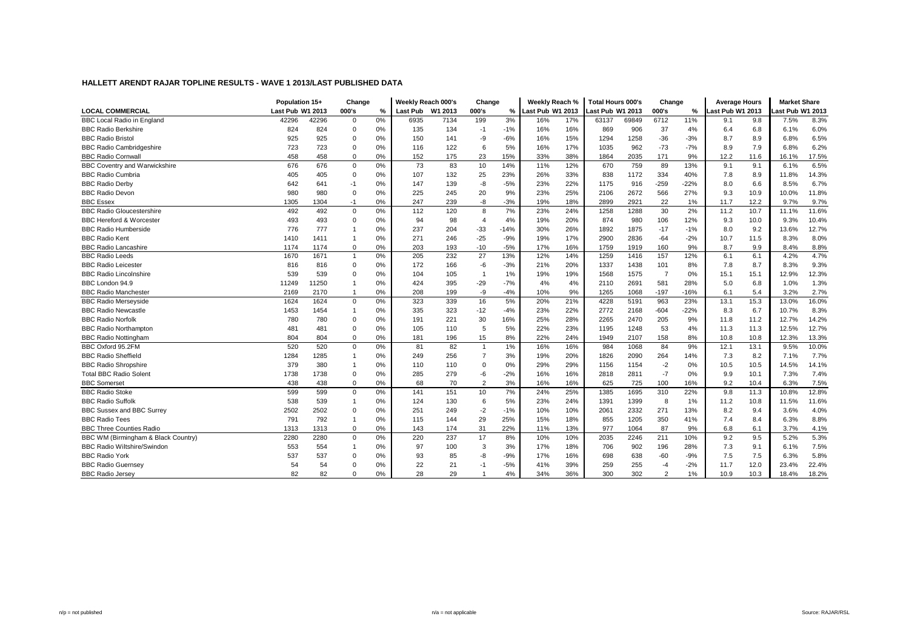## HALLETT ARENDT RAJAR TOPLINE RESULTS - WAVE 1 2013/LAST PUBLISHED DATA

| | Population 15+ | | Change | | Weekly Reach 000's | | Change | | Weekly Reach % | | Total Hours 000's | | Change | | Average Hours | | Market Share | |
|---|---|---|---|---|---|---|---|---|---|---|---|---|---|---|---|---|---|---|
| LOCAL COMMERCIAL | Last Pub | W1 2013 | 000's | % | Last Pub | W1 2013 | 000's | % | Last Pub | W1 2013 | Last Pub | W1 2013 | 000's | % | Last Pub | W1 2013 | Last Pub | W1 2013 |
| BBC Local Radio in England | 42296 | 42296 | 0 | 0% | 6935 | 7134 | 199 | 3% | 16% | 17% | 63137 | 69849 | 6712 | 11% | 9.1 | 9.8 | 7.5% | 8.3% |
| BBC Radio Berkshire | 824 | 824 | 0 | 0% | 135 | 134 | -1 | -1% | 16% | 16% | 869 | 906 | 37 | 4% | 6.4 | 6.8 | 6.1% | 6.0% |
| BBC Radio Bristol | 925 | 925 | 0 | 0% | 150 | 141 | -9 | -6% | 16% | 15% | 1294 | 1258 | -36 | -3% | 8.7 | 8.9 | 6.8% | 6.5% |
| BBC Radio Cambridgeshire | 723 | 723 | 0 | 0% | 116 | 122 | 6 | 5% | 16% | 17% | 1035 | 962 | -73 | -7% | 8.9 | 7.9 | 6.8% | 6.2% |
| BBC Radio Cornwall | 458 | 458 | 0 | 0% | 152 | 175 | 23 | 15% | 33% | 38% | 1864 | 2035 | 171 | 9% | 12.2 | 11.6 | 16.1% | 17.5% |
| BBC Coventry and Warwickshire | 676 | 676 | 0 | 0% | 73 | 83 | 10 | 14% | 11% | 12% | 670 | 759 | 89 | 13% | 9.1 | 9.1 | 6.1% | 6.5% |
| BBC Radio Cumbria | 405 | 405 | 0 | 0% | 107 | 132 | 25 | 23% | 26% | 33% | 838 | 1172 | 334 | 40% | 7.8 | 8.9 | 11.8% | 14.3% |
| BBC Radio Derby | 642 | 641 | -1 | 0% | 147 | 139 | -8 | -5% | 23% | 22% | 1175 | 916 | -259 | -22% | 8.0 | 6.6 | 8.5% | 6.7% |
| BBC Radio Devon | 980 | 980 | 0 | 0% | 225 | 245 | 20 | 9% | 23% | 25% | 2106 | 2672 | 566 | 27% | 9.3 | 10.9 | 10.0% | 11.8% |
| BBC Essex | 1305 | 1304 | -1 | 0% | 247 | 239 | -8 | -3% | 19% | 18% | 2899 | 2921 | 22 | 1% | 11.7 | 12.2 | 9.7% | 9.7% |
| BBC Radio Gloucestershire | 492 | 492 | 0 | 0% | 112 | 120 | 8 | 7% | 23% | 24% | 1258 | 1288 | 30 | 2% | 11.2 | 10.7 | 11.1% | 11.6% |
| BBC Hereford & Worcester | 493 | 493 | 0 | 0% | 94 | 98 | 4 | 4% | 19% | 20% | 874 | 980 | 106 | 12% | 9.3 | 10.0 | 9.3% | 10.4% |
| BBC Radio Humberside | 776 | 777 | 1 | 0% | 237 | 204 | -33 | -14% | 30% | 26% | 1892 | 1875 | -17 | -1% | 8.0 | 9.2 | 13.6% | 12.7% |
| BBC Radio Kent | 1410 | 1411 | 1 | 0% | 271 | 246 | -25 | -9% | 19% | 17% | 2900 | 2836 | -64 | -2% | 10.7 | 11.5 | 8.3% | 8.0% |
| BBC Radio Lancashire | 1174 | 1174 | 0 | 0% | 203 | 193 | -10 | -5% | 17% | 16% | 1759 | 1919 | 160 | 9% | 8.7 | 9.9 | 8.4% | 8.8% |
| BBC Radio Leeds | 1670 | 1671 | 1 | 0% | 205 | 232 | 27 | 13% | 12% | 14% | 1259 | 1416 | 157 | 12% | 6.1 | 6.1 | 4.2% | 4.7% |
| BBC Radio Leicester | 816 | 816 | 0 | 0% | 172 | 166 | -6 | -3% | 21% | 20% | 1337 | 1438 | 101 | 8% | 7.8 | 8.7 | 8.3% | 9.3% |
| BBC Radio Lincolnshire | 539 | 539 | 0 | 0% | 104 | 105 | 1 | 1% | 19% | 19% | 1568 | 1575 | 7 | 0% | 15.1 | 15.1 | 12.9% | 12.3% |
| BBC London 94.9 | 11249 | 11250 | 1 | 0% | 424 | 395 | -29 | -7% | 4% | 4% | 2110 | 2691 | 581 | 28% | 5.0 | 6.8 | 1.0% | 1.3% |
| BBC Radio Manchester | 2169 | 2170 | 1 | 0% | 208 | 199 | -9 | -4% | 10% | 9% | 1265 | 1068 | -197 | -16% | 6.1 | 5.4 | 3.2% | 2.7% |
| BBC Radio Merseyside | 1624 | 1624 | 0 | 0% | 323 | 339 | 16 | 5% | 20% | 21% | 4228 | 5191 | 963 | 23% | 13.1 | 15.3 | 13.0% | 16.0% |
| BBC Radio Newcastle | 1453 | 1454 | 1 | 0% | 335 | 323 | -12 | -4% | 23% | 22% | 2772 | 2168 | -604 | -22% | 8.3 | 6.7 | 10.7% | 8.3% |
| BBC Radio Norfolk | 780 | 780 | 0 | 0% | 191 | 221 | 30 | 16% | 25% | 28% | 2265 | 2470 | 205 | 9% | 11.8 | 11.2 | 12.7% | 14.2% |
| BBC Radio Northampton | 481 | 481 | 0 | 0% | 105 | 110 | 5 | 5% | 22% | 23% | 1195 | 1248 | 53 | 4% | 11.3 | 11.3 | 12.5% | 12.7% |
| BBC Radio Nottingham | 804 | 804 | 0 | 0% | 181 | 196 | 15 | 8% | 22% | 24% | 1949 | 2107 | 158 | 8% | 10.8 | 10.8 | 12.3% | 13.3% |
| BBC Oxford 95.2FM | 520 | 520 | 0 | 0% | 81 | 82 | 1 | 1% | 16% | 16% | 984 | 1068 | 84 | 9% | 12.1 | 13.1 | 9.5% | 10.0% |
| BBC Radio Sheffield | 1284 | 1285 | 1 | 0% | 249 | 256 | 7 | 3% | 19% | 20% | 1826 | 2090 | 264 | 14% | 7.3 | 8.2 | 7.1% | 7.7% |
| BBC Radio Shropshire | 379 | 380 | 1 | 0% | 110 | 110 | 0 | 0% | 29% | 29% | 1156 | 1154 | -2 | 0% | 10.5 | 10.5 | 14.5% | 14.1% |
| Total BBC Radio Solent | 1738 | 1738 | 0 | 0% | 285 | 279 | -6 | -2% | 16% | 16% | 2818 | 2811 | -7 | 0% | 9.9 | 10.1 | 7.3% | 7.4% |
| BBC Somerset | 438 | 438 | 0 | 0% | 68 | 70 | 2 | 3% | 16% | 16% | 625 | 725 | 100 | 16% | 9.2 | 10.4 | 6.3% | 7.5% |
| BBC Radio Stoke | 599 | 599 | 0 | 0% | 141 | 151 | 10 | 7% | 24% | 25% | 1385 | 1695 | 310 | 22% | 9.8 | 11.3 | 10.8% | 12.8% |
| BBC Radio Suffolk | 538 | 539 | 1 | 0% | 124 | 130 | 6 | 5% | 23% | 24% | 1391 | 1399 | 8 | 1% | 11.2 | 10.8 | 11.5% | 11.6% |
| BBC Sussex and BBC Surrey | 2502 | 2502 | 0 | 0% | 251 | 249 | -2 | -1% | 10% | 10% | 2061 | 2332 | 271 | 13% | 8.2 | 9.4 | 3.6% | 4.0% |
| BBC Radio Tees | 791 | 792 | 1 | 0% | 115 | 144 | 29 | 25% | 15% | 18% | 855 | 1205 | 350 | 41% | 7.4 | 8.4 | 6.3% | 8.8% |
| BBC Three Counties Radio | 1313 | 1313 | 0 | 0% | 143 | 174 | 31 | 22% | 11% | 13% | 977 | 1064 | 87 | 9% | 6.8 | 6.1 | 3.7% | 4.1% |
| BBC WM (Birmingham & Black Country) | 2280 | 2280 | 0 | 0% | 220 | 237 | 17 | 8% | 10% | 10% | 2035 | 2246 | 211 | 10% | 9.2 | 9.5 | 5.2% | 5.3% |
| BBC Radio Wiltshire/Swindon | 553 | 554 | 1 | 0% | 97 | 100 | 3 | 3% | 17% | 18% | 706 | 902 | 196 | 28% | 7.3 | 9.1 | 6.1% | 7.5% |
| BBC Radio York | 537 | 537 | 0 | 0% | 93 | 85 | -8 | -9% | 17% | 16% | 698 | 638 | -60 | -9% | 7.5 | 7.5 | 6.3% | 5.8% |
| BBC Radio Guernsey | 54 | 54 | 0 | 0% | 22 | 21 | -1 | -5% | 41% | 39% | 259 | 255 | -4 | -2% | 11.7 | 12.0 | 23.4% | 22.4% |
| BBC Radio Jersey | 82 | 82 | 0 | 0% | 28 | 29 | 1 | 4% | 34% | 36% | 300 | 302 | 2 | 1% | 10.9 | 10.3 | 18.4% | 18.2% |

n/p = not published n/a = not applicable Source: RAJAR/RSL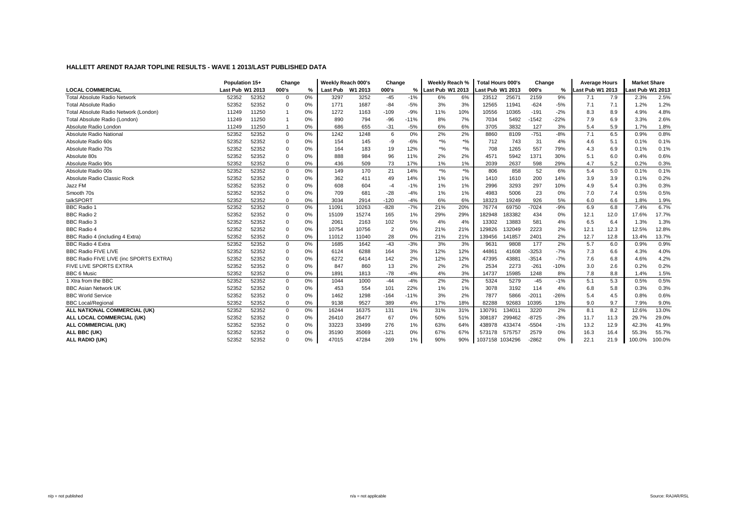## HALLETT ARENDT RAJAR TOPLINE RESULTS - WAVE 1 2013/LAST PUBLISHED DATA

| | Population 15+ | | Change | | Weekly Reach 000's | | Change | | Weekly Reach % | | Total Hours 000's | | Change | | Average Hours | | Market Share | |
|---|---|---|---|---|---|---|---|---|---|---|---|---|---|---|---|---|---|---|
| LOCAL COMMERCIAL | Last Pub | W1 2013 | 000's | % | Last Pub | W1 2013 | 000's | % | Last Pub | W1 2013 | Last Pub | W1 2013 | 000's | % | Last Pub | W1 2013 | Last Pub | W1 2013 |
| Total Absolute Radio Network | 52352 | 52352 | 0 | 0% | 3297 | 3252 | -45 | -1% | 6% | 6% | 23512 | 25671 | 2159 | 9% | 7.1 | 7.9 | 2.3% | 2.5% |
| Total Absolute Radio | 52352 | 52352 | 0 | 0% | 1771 | 1687 | -84 | -5% | 3% | 3% | 12565 | 11941 | -624 | -5% | 7.1 | 7.1 | 1.2% | 1.2% |
| Total Absolute Radio Network (London) | 11249 | 11250 | 1 | 0% | 1272 | 1163 | -109 | -9% | 11% | 10% | 10556 | 10365 | -191 | -2% | 8.3 | 8.9 | 4.9% | 4.8% |
| Total Absolute Radio (London) | 11249 | 11250 | 1 | 0% | 890 | 794 | -96 | -11% | 8% | 7% | 7034 | 5492 | -1542 | -22% | 7.9 | 6.9 | 3.3% | 2.6% |
| Absolute Radio London | 11249 | 11250 | 1 | 0% | 686 | 655 | -31 | -5% | 6% | 6% | 3705 | 3832 | 127 | 3% | 5.4 | 5.9 | 1.7% | 1.8% |
| Absolute Radio National | 52352 | 52352 | 0 | 0% | 1242 | 1248 | 6 | 0% | 2% | 2% | 8860 | 8109 | -751 | -8% | 7.1 | 6.5 | 0.9% | 0.8% |
| Absolute Radio 60s | 52352 | 52352 | 0 | 0% | 154 | 145 | -9 | -6% | *% | *% | 712 | 743 | 31 | 4% | 4.6 | 5.1 | 0.1% | 0.1% |
| Absolute Radio 70s | 52352 | 52352 | 0 | 0% | 164 | 183 | 19 | 12% | *% | *% | 708 | 1265 | 557 | 79% | 4.3 | 6.9 | 0.1% | 0.1% |
| Absolute 80s | 52352 | 52352 | 0 | 0% | 888 | 984 | 96 | 11% | 2% | 2% | 4571 | 5942 | 1371 | 30% | 5.1 | 6.0 | 0.4% | 0.6% |
| Absolute Radio 90s | 52352 | 52352 | 0 | 0% | 436 | 509 | 73 | 17% | 1% | 1% | 2039 | 2637 | 598 | 29% | 4.7 | 5.2 | 0.2% | 0.3% |
| Absolute Radio 00s | 52352 | 52352 | 0 | 0% | 149 | 170 | 21 | 14% | *% | *% | 806 | 858 | 52 | 6% | 5.4 | 5.0 | 0.1% | 0.1% |
| Absolute Radio Classic Rock | 52352 | 52352 | 0 | 0% | 362 | 411 | 49 | 14% | 1% | 1% | 1410 | 1610 | 200 | 14% | 3.9 | 3.9 | 0.1% | 0.2% |
| Jazz FM | 52352 | 52352 | 0 | 0% | 608 | 604 | -4 | -1% | 1% | 1% | 2996 | 3293 | 297 | 10% | 4.9 | 5.4 | 0.3% | 0.3% |
| Smooth 70s | 52352 | 52352 | 0 | 0% | 709 | 681 | -28 | -4% | 1% | 1% | 4983 | 5006 | 23 | 0% | 7.0 | 7.4 | 0.5% | 0.5% |
| talkSPORT | 52352 | 52352 | 0 | 0% | 3034 | 2914 | -120 | -4% | 6% | 6% | 18323 | 19249 | 926 | 5% | 6.0 | 6.6 | 1.8% | 1.9% |
| BBC Radio 1 | 52352 | 52352 | 0 | 0% | 11091 | 10263 | -828 | -7% | 21% | 20% | 76774 | 69750 | -7024 | -9% | 6.9 | 6.8 | 7.4% | 6.7% |
| BBC Radio 2 | 52352 | 52352 | 0 | 0% | 15109 | 15274 | 165 | 1% | 29% | 29% | 182948 | 183382 | 434 | 0% | 12.1 | 12.0 | 17.6% | 17.7% |
| BBC Radio 3 | 52352 | 52352 | 0 | 0% | 2061 | 2163 | 102 | 5% | 4% | 4% | 13302 | 13883 | 581 | 4% | 6.5 | 6.4 | 1.3% | 1.3% |
| BBC Radio 4 | 52352 | 52352 | 0 | 0% | 10754 | 10756 | 2 | 0% | 21% | 21% | 129826 | 132049 | 2223 | 2% | 12.1 | 12.3 | 12.5% | 12.8% |
| BBC Radio 4 (including 4 Extra) | 52352 | 52352 | 0 | 0% | 11012 | 11040 | 28 | 0% | 21% | 21% | 139456 | 141857 | 2401 | 2% | 12.7 | 12.8 | 13.4% | 13.7% |
| BBC Radio 4 Extra | 52352 | 52352 | 0 | 0% | 1685 | 1642 | -43 | -3% | 3% | 3% | 9631 | 9808 | 177 | 2% | 5.7 | 6.0 | 0.9% | 0.9% |
| BBC Radio FIVE LIVE | 52352 | 52352 | 0 | 0% | 6124 | 6288 | 164 | 3% | 12% | 12% | 44861 | 41608 | -3253 | -7% | 7.3 | 6.6 | 4.3% | 4.0% |
| BBC Radio FIVE LIVE (inc SPORTS EXTRA) | 52352 | 52352 | 0 | 0% | 6272 | 6414 | 142 | 2% | 12% | 12% | 47395 | 43881 | -3514 | -7% | 7.6 | 6.8 | 4.6% | 4.2% |
| FIVE LIVE SPORTS EXTRA | 52352 | 52352 | 0 | 0% | 847 | 860 | 13 | 2% | 2% | 2% | 2534 | 2273 | -261 | -10% | 3.0 | 2.6 | 0.2% | 0.2% |
| BBC 6 Music | 52352 | 52352 | 0 | 0% | 1891 | 1813 | -78 | -4% | 4% | 3% | 14737 | 15985 | 1248 | 8% | 7.8 | 8.8 | 1.4% | 1.5% |
| 1 Xtra from the BBC | 52352 | 52352 | 0 | 0% | 1044 | 1000 | -44 | -4% | 2% | 2% | 5324 | 5279 | -45 | -1% | 5.1 | 5.3 | 0.5% | 0.5% |
| BBC Asian Network UK | 52352 | 52352 | 0 | 0% | 453 | 554 | 101 | 22% | 1% | 1% | 3078 | 3192 | 114 | 4% | 6.8 | 5.8 | 0.3% | 0.3% |
| BBC World Service | 52352 | 52352 | 0 | 0% | 1462 | 1298 | -164 | -11% | 3% | 2% | 7877 | 5866 | -2011 | -26% | 5.4 | 4.5 | 0.8% | 0.6% |
| BBC Local/Regional | 52352 | 52352 | 0 | 0% | 9138 | 9527 | 389 | 4% | 17% | 18% | 82288 | 92683 | 10395 | 13% | 9.0 | 9.7 | 7.9% | 9.0% |
| ALL NATIONAL COMMERCIAL (UK) | 52352 | 52352 | 0 | 0% | 16244 | 16375 | 131 | 1% | 31% | 31% | 130791 | 134011 | 3220 | 2% | 8.1 | 8.2 | 12.6% | 13.0% |
| ALL LOCAL COMMERCIAL (UK) | 52352 | 52352 | 0 | 0% | 26410 | 26477 | 67 | 0% | 50% | 51% | 308187 | 299462 | -8725 | -3% | 11.7 | 11.3 | 29.7% | 29.0% |
| ALL COMMERCIAL (UK) | 52352 | 52352 | 0 | 0% | 33223 | 33499 | 276 | 1% | 63% | 64% | 438978 | 433474 | -5504 | -1% | 13.2 | 12.9 | 42.3% | 41.9% |
| ALL BBC (UK) | 52352 | 52352 | 0 | 0% | 35190 | 35069 | -121 | 0% | 67% | 67% | 573178 | 575757 | 2579 | 0% | 16.3 | 16.4 | 55.3% | 55.7% |
| ALL RADIO (UK) | 52352 | 52352 | 0 | 0% | 47015 | 47284 | 269 | 1% | 90% | 90% | 1037158 | 1034296 | -2862 | 0% | 22.1 | 21.9 | 100.0% | 100.0% |

n/p = not published

n/a = not applicable

Source: RAJAR/RSL